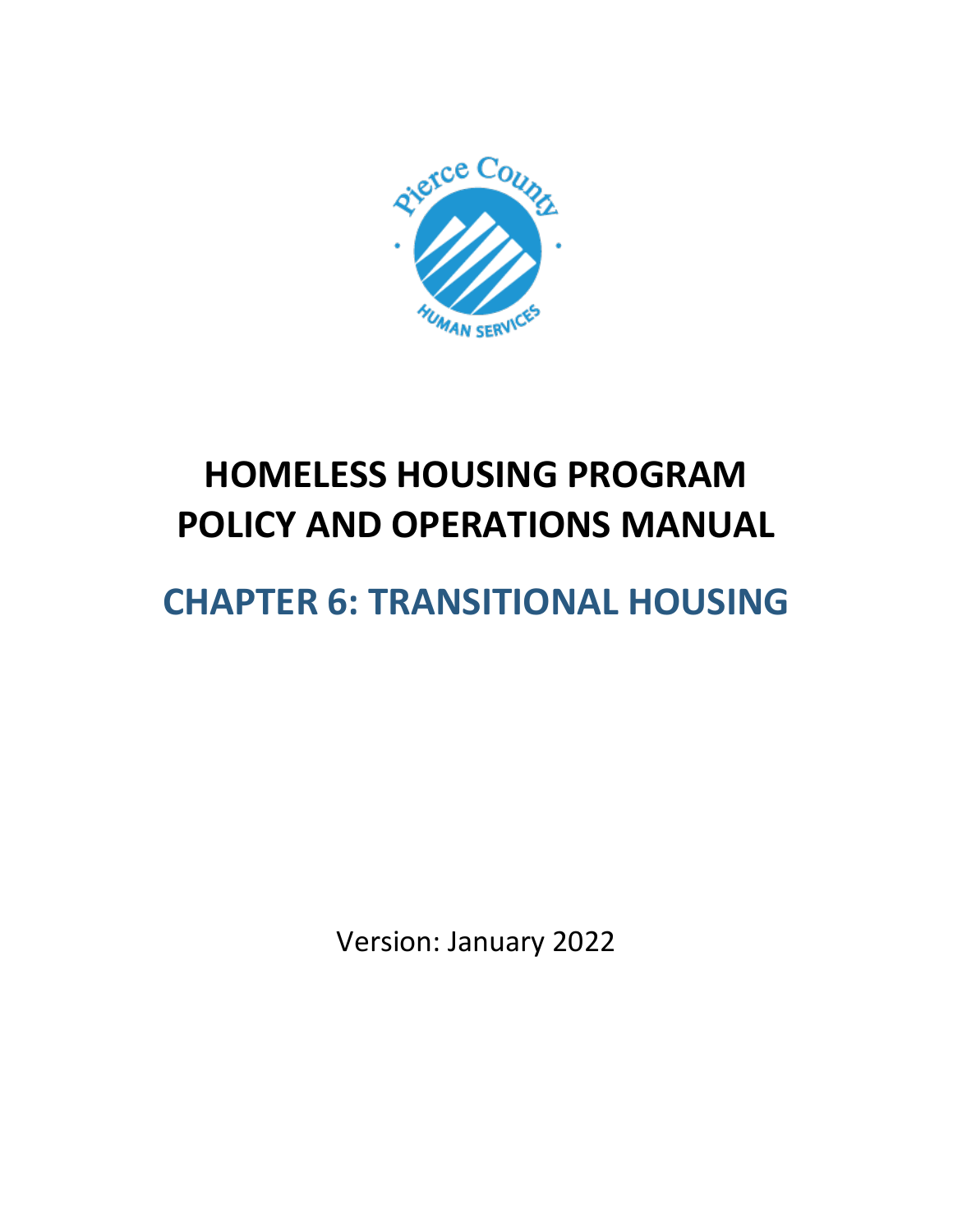# HOMELESS HOUSING PROGRAM POLICY AND OPERATIONS MANUAL

## CHAPTER 6: TRANSITIONAL HOUSING

Version: January 2022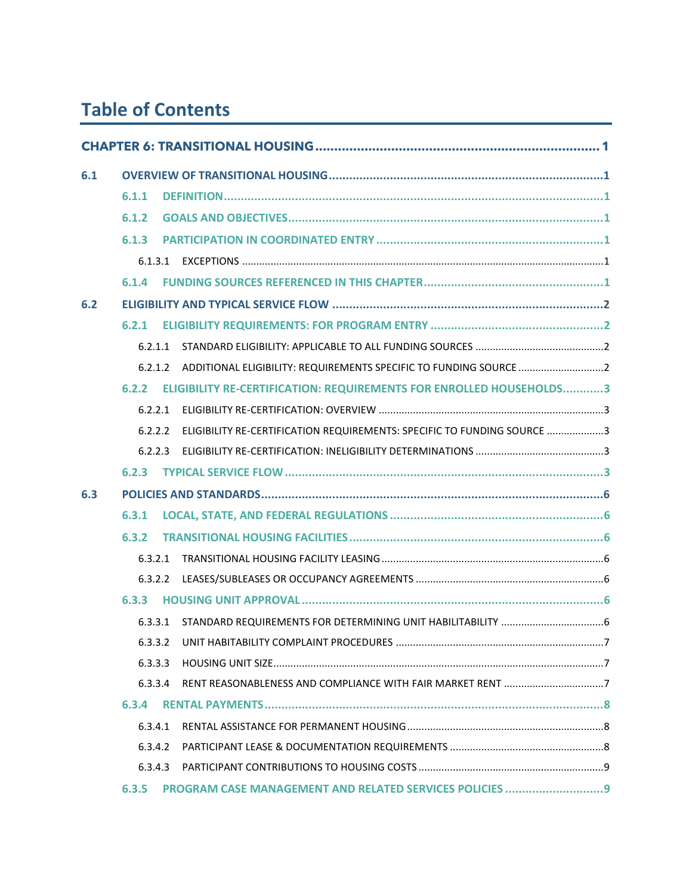# Table of Contents

**CHAPTER 6: TRANSITIONAL HOUSING** ........ 1

**6.1 OVERVIEW OF TRANSITIONAL HOUSING** ........ 1

- **6.1.1 DEFINITION** ........ 1
- **6.1.2 GOALS AND OBJECTIVES** ........ 1
- **6.1.3 PARTICIPATION IN COORDINATED ENTRY** ........ 1
  - 6.1.3.1 EXCEPTIONS ........ 1
- **6.1.4 FUNDING SOURCES REFERENCED IN THIS CHAPTER** ........ 1

**6.2 ELIGIBILITY AND TYPICAL SERVICE FLOW** ........ 2

- **6.2.1 ELIGIBILITY REQUIREMENTS: FOR PROGRAM ENTRY** ........ 2
  - 6.2.1.1 STANDARD ELIGIBILITY: APPLICABLE TO ALL FUNDING SOURCES ........ 2
  - 6.2.1.2 ADDITIONAL ELIGIBILITY: REQUIREMENTS SPECIFIC TO FUNDING SOURCE ........ 2
- **6.2.2 ELIGIBILITY RE-CERTIFICATION: REQUIREMENTS FOR ENROLLED HOUSEHOLDS** ........ 3
  - 6.2.2.1 ELIGIBILITY RE-CERTIFICATION: OVERVIEW ........ 3
  - 6.2.2.2 ELIGIBILITY RE-CERTIFICATION REQUIREMENTS: SPECIFIC TO FUNDING SOURCE ........ 3
  - 6.2.2.3 ELIGIBILITY RE-CERTIFICATION: INELIGIBILITY DETERMINATIONS ........ 3
- **6.2.3 TYPICAL SERVICE FLOW** ........ 3

**6.3 POLICIES AND STANDARDS** ........ 6

- **6.3.1 LOCAL, STATE, AND FEDERAL REGULATIONS** ........ 6
- **6.3.2 TRANSITIONAL HOUSING FACILITIES** ........ 6
  - 6.3.2.1 TRANSITIONAL HOUSING FACILITY LEASING ........ 6
  - 6.3.2.2 LEASES/SUBLEASES OR OCCUPANCY AGREEMENTS ........ 6
- **6.3.3 HOUSING UNIT APPROVAL** ........ 6
  - 6.3.3.1 STANDARD REQUIREMENTS FOR DETERMINING UNIT HABILITABILITY ........ 6
  - 6.3.3.2 UNIT HABITABILITY COMPLAINT PROCEDURES ........ 7
  - 6.3.3.3 HOUSING UNIT SIZE ........ 7
  - 6.3.3.4 RENT REASONABLENESS AND COMPLIANCE WITH FAIR MARKET RENT ........ 7
- **6.3.4 RENTAL PAYMENTS** ........ 8
  - 6.3.4.1 RENTAL ASSISTANCE FOR PERMANENT HOUSING ........ 8
  - 6.3.4.2 PARTICIPANT LEASE & DOCUMENTATION REQUIREMENTS ........ 8
  - 6.3.4.3 PARTICIPANT CONTRIBUTIONS TO HOUSING COSTS ........ 9
- **6.3.5 PROGRAM CASE MANAGEMENT AND RELATED SERVICES POLICIES** ........ 9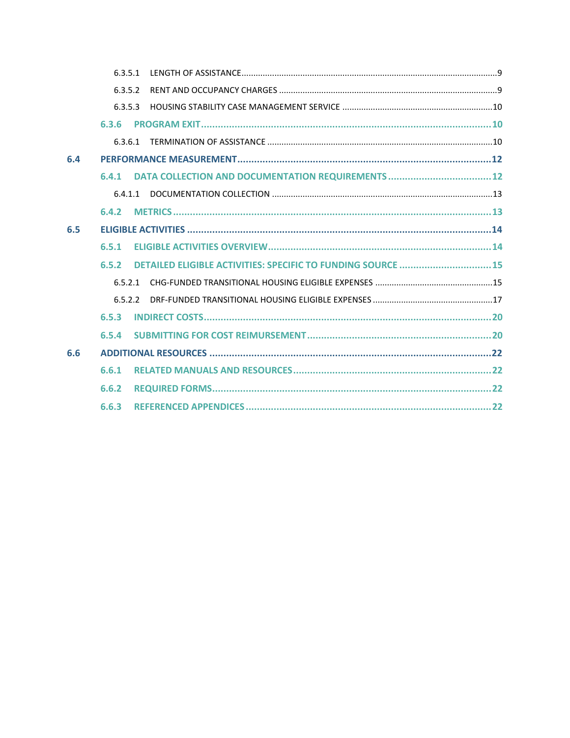- 6.3.5.1 LENGTH OF ASSISTANCE ... 9
- 6.3.5.2 RENT AND OCCUPANCY CHARGES ... 9
- 6.3.5.3 HOUSING STABILITY CASE MANAGEMENT SERVICE ... 10
- **6.3.6 PROGRAM EXIT ... 10**
- 6.3.6.1 TERMINATION OF ASSISTANCE ... 10

**6.4 PERFORMANCE MEASUREMENT ... 12**

- **6.4.1 DATA COLLECTION AND DOCUMENTATION REQUIREMENTS ... 12**
- 6.4.1.1 DOCUMENTATION COLLECTION ... 13
- **6.4.2 METRICS ... 13**

**6.5 ELIGIBLE ACTIVITIES ... 14**

- **6.5.1 ELIGIBLE ACTIVITIES OVERVIEW ... 14**
- **6.5.2 DETAILED ELIGIBLE ACTIVITIES: SPECIFIC TO FUNDING SOURCE ... 15**
- 6.5.2.1 CHG-FUNDED TRANSITIONAL HOUSING ELIGIBLE EXPENSES ... 15
- 6.5.2.2 DRF-FUNDED TRANSITIONAL HOUSING ELIGIBLE EXPENSES ... 17
- **6.5.3 INDIRECT COSTS ... 20**
- **6.5.4 SUBMITTING FOR COST REIMURSEMENT ... 20**

**6.6 ADDITIONAL RESOURCES ... 22**

- **6.6.1 RELATED MANUALS AND RESOURCES ... 22**
- **6.6.2 REQUIRED FORMS ... 22**
- **6.6.3 REFERENCED APPENDICES ... 22**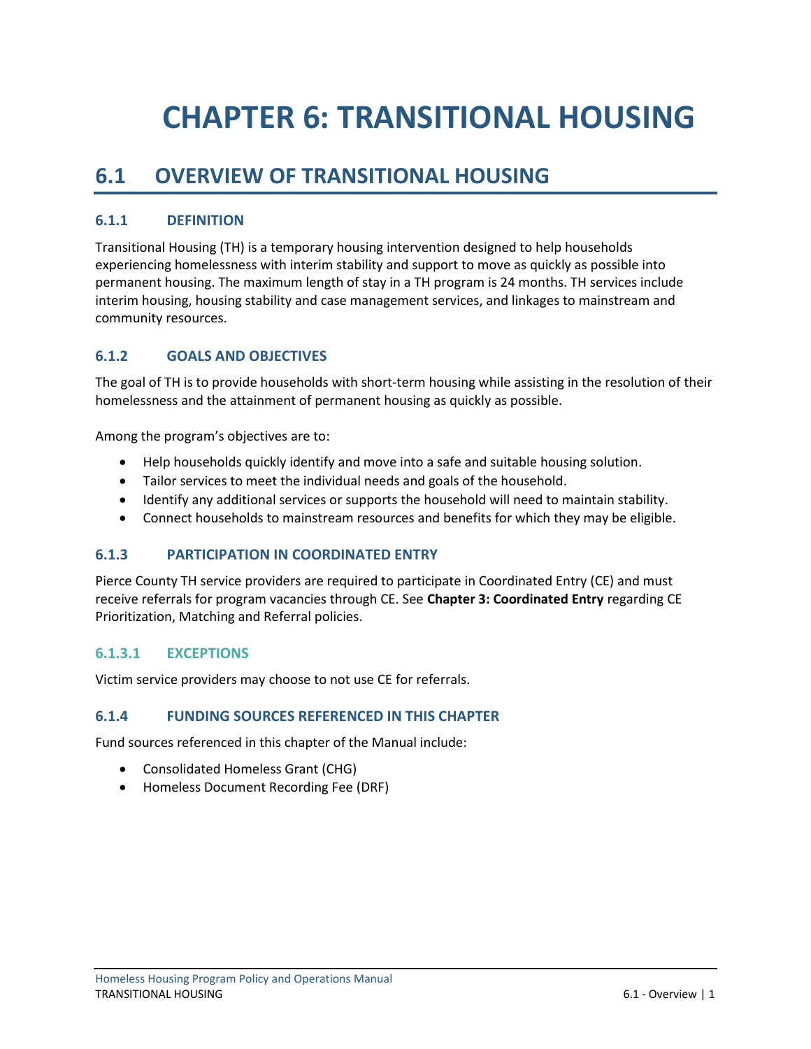# CHAPTER 6: TRANSITIONAL HOUSING

## 6.1 OVERVIEW OF TRANSITIONAL HOUSING

### 6.1.1 DEFINITION

Transitional Housing (TH) is a temporary housing intervention designed to help households experiencing homelessness with interim stability and support to move as quickly as possible into permanent housing. The maximum length of stay in a TH program is 24 months. TH services include interim housing, housing stability and case management services, and linkages to mainstream and community resources.

### 6.1.2 GOALS AND OBJECTIVES

The goal of TH is to provide households with short-term housing while assisting in the resolution of their homelessness and the attainment of permanent housing as quickly as possible.

Among the program's objectives are to:

- Help households quickly identify and move into a safe and suitable housing solution.
- Tailor services to meet the individual needs and goals of the household.
- Identify any additional services or supports the household will need to maintain stability.
- Connect households to mainstream resources and benefits for which they may be eligible.

### 6.1.3 PARTICIPATION IN COORDINATED ENTRY

Pierce County TH service providers are required to participate in Coordinated Entry (CE) and must receive referrals for program vacancies through CE. See **Chapter 3: Coordinated Entry** regarding CE Prioritization, Matching and Referral policies.

#### 6.1.3.1 EXCEPTIONS

Victim service providers may choose to not use CE for referrals.

### 6.1.4 FUNDING SOURCES REFERENCED IN THIS CHAPTER

Fund sources referenced in this chapter of the Manual include:

- Consolidated Homeless Grant (CHG)
- Homeless Document Recording Fee (DRF)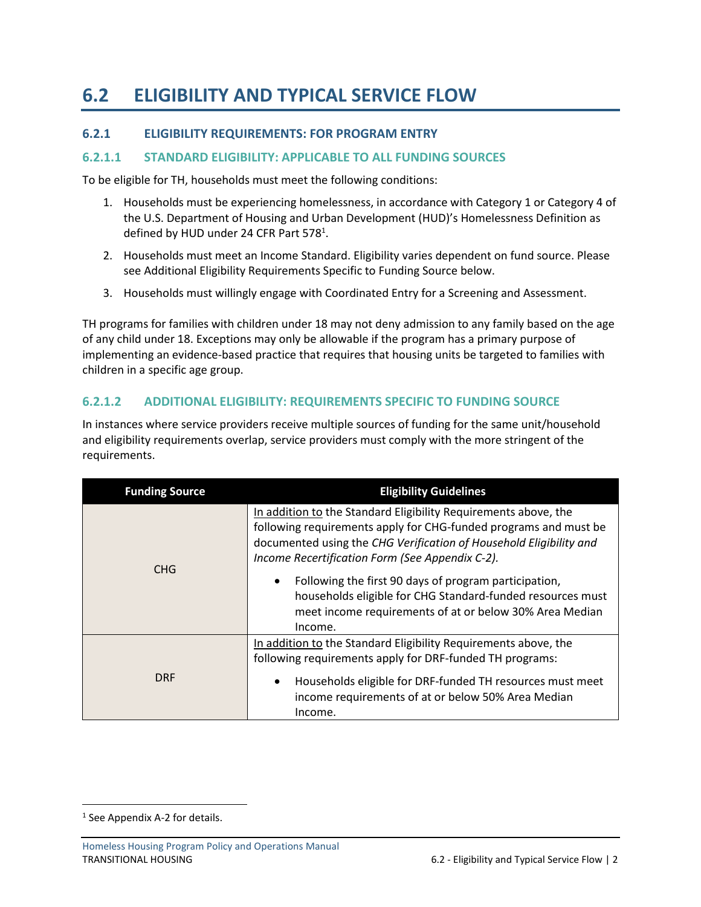# 6.2 ELIGIBILITY AND TYPICAL SERVICE FLOW

### 6.2.1 ELIGIBILITY REQUIREMENTS: FOR PROGRAM ENTRY

#### 6.2.1.1 STANDARD ELIGIBILITY: APPLICABLE TO ALL FUNDING SOURCES

To be eligible for TH, households must meet the following conditions:

1. Households must be experiencing homelessness, in accordance with Category 1 or Category 4 of the U.S. Department of Housing and Urban Development (HUD)'s Homelessness Definition as defined by HUD under 24 CFR Part 578[1].
2. Households must meet an Income Standard. Eligibility varies dependent on fund source. Please see Additional Eligibility Requirements Specific to Funding Source below.
3. Households must willingly engage with Coordinated Entry for a Screening and Assessment.

TH programs for families with children under 18 may not deny admission to any family based on the age of any child under 18. Exceptions may only be allowable if the program has a primary purpose of implementing an evidence-based practice that requires that housing units be targeted to families with children in a specific age group.

#### 6.2.1.2 ADDITIONAL ELIGIBILITY: REQUIREMENTS SPECIFIC TO FUNDING SOURCE

In instances where service providers receive multiple sources of funding for the same unit/household and eligibility requirements overlap, service providers must comply with the more stringent of the requirements.

| Funding Source | Eligibility Guidelines |
|---|---|
| CHG | In addition to the Standard Eligibility Requirements above, the following requirements apply for CHG-funded programs and must be documented using the *CHG Verification of Household Eligibility and Income Recertification Form (See Appendix C-2).*<br>• Following the first 90 days of program participation, households eligible for CHG Standard-funded resources must meet income requirements of at or below 30% Area Median Income. |
| DRF | In addition to the Standard Eligibility Requirements above, the following requirements apply for DRF-funded TH programs:<br>• Households eligible for DRF-funded TH resources must meet income requirements of at or below 50% Area Median Income. |

[1] See Appendix A-2 for details.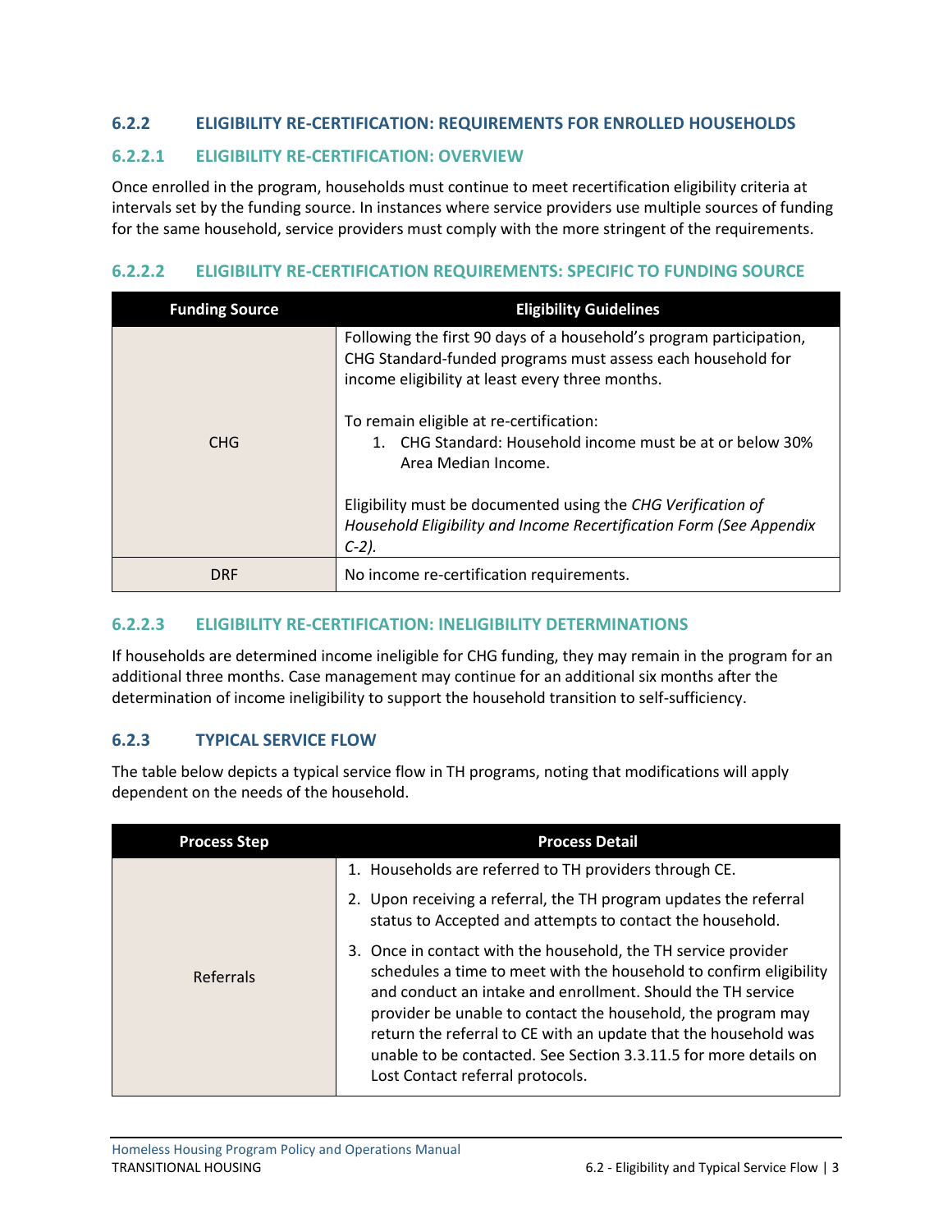### 6.2.2 ELIGIBILITY RE-CERTIFICATION: REQUIREMENTS FOR ENROLLED HOUSEHOLDS

#### 6.2.2.1 ELIGIBILITY RE-CERTIFICATION: OVERVIEW

Once enrolled in the program, households must continue to meet recertification eligibility criteria at intervals set by the funding source. In instances where service providers use multiple sources of funding for the same household, service providers must comply with the more stringent of the requirements.

#### 6.2.2.2 ELIGIBILITY RE-CERTIFICATION REQUIREMENTS: SPECIFIC TO FUNDING SOURCE

| Funding Source | Eligibility Guidelines |
|---|---|
| CHG | Following the first 90 days of a household's program participation, CHG Standard-funded programs must assess each household for income eligibility at least every three months.<br><br>To remain eligible at re-certification:<br>1. CHG Standard: Household income must be at or below 30% Area Median Income.<br><br>Eligibility must be documented using the *CHG Verification of Household Eligibility and Income Recertification Form (See Appendix C-2).* |
| DRF | No income re-certification requirements. |

#### 6.2.2.3 ELIGIBILITY RE-CERTIFICATION: INELIGIBILITY DETERMINATIONS

If households are determined income ineligible for CHG funding, they may remain in the program for an additional three months. Case management may continue for an additional six months after the determination of income ineligibility to support the household transition to self-sufficiency.

### 6.2.3 TYPICAL SERVICE FLOW

The table below depicts a typical service flow in TH programs, noting that modifications will apply dependent on the needs of the household.

| Process Step | Process Detail |
|---|---|
| Referrals | 1. Households are referred to TH providers through CE.<br>2. Upon receiving a referral, the TH program updates the referral status to Accepted and attempts to contact the household.<br>3. Once in contact with the household, the TH service provider schedules a time to meet with the household to confirm eligibility and conduct an intake and enrollment. Should the TH service provider be unable to contact the household, the program may return the referral to CE with an update that the household was unable to be contacted. See Section 3.3.11.5 for more details on Lost Contact referral protocols. |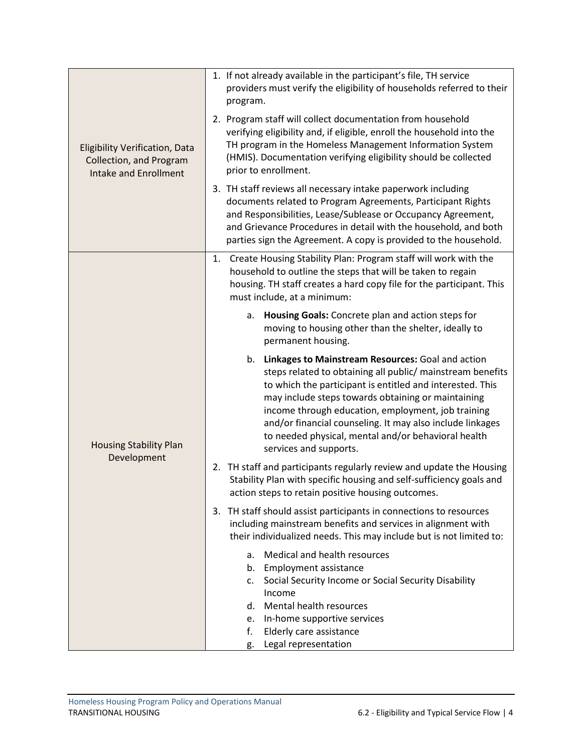| | |
|---|---|
| Eligibility Verification, Data Collection, and Program Intake and Enrollment | 1. If not already available in the participant's file, TH service providers must verify the eligibility of households referred to their program.<br><br>2. Program staff will collect documentation from household verifying eligibility and, if eligible, enroll the household into the TH program in the Homeless Management Information System (HMIS). Documentation verifying eligibility should be collected prior to enrollment.<br><br>3. TH staff reviews all necessary intake paperwork including documents related to Program Agreements, Participant Rights and Responsibilities, Lease/Sublease or Occupancy Agreement, and Grievance Procedures in detail with the household, and both parties sign the Agreement. A copy is provided to the household. |
| Housing Stability Plan Development | 1. Create Housing Stability Plan: Program staff will work with the household to outline the steps that will be taken to regain housing. TH staff creates a hard copy file for the participant. This must include, at a minimum:<br><br>a. **Housing Goals:** Concrete plan and action steps for moving to housing other than the shelter, ideally to permanent housing.<br><br>b. **Linkages to Mainstream Resources:** Goal and action steps related to obtaining all public/ mainstream benefits to which the participant is entitled and interested. This may include steps towards obtaining or maintaining income through education, employment, job training and/or financial counseling. It may also include linkages to needed physical, mental and/or behavioral health services and supports.<br><br>2. TH staff and participants regularly review and update the Housing Stability Plan with specific housing and self-sufficiency goals and action steps to retain positive housing outcomes.<br><br>3. TH staff should assist participants in connections to resources including mainstream benefits and services in alignment with their individualized needs. This may include but is not limited to:<br><br>a. Medical and health resources<br>b. Employment assistance<br>c. Social Security Income or Social Security Disability Income<br>d. Mental health resources<br>e. In-home supportive services<br>f. Elderly care assistance<br>g. Legal representation |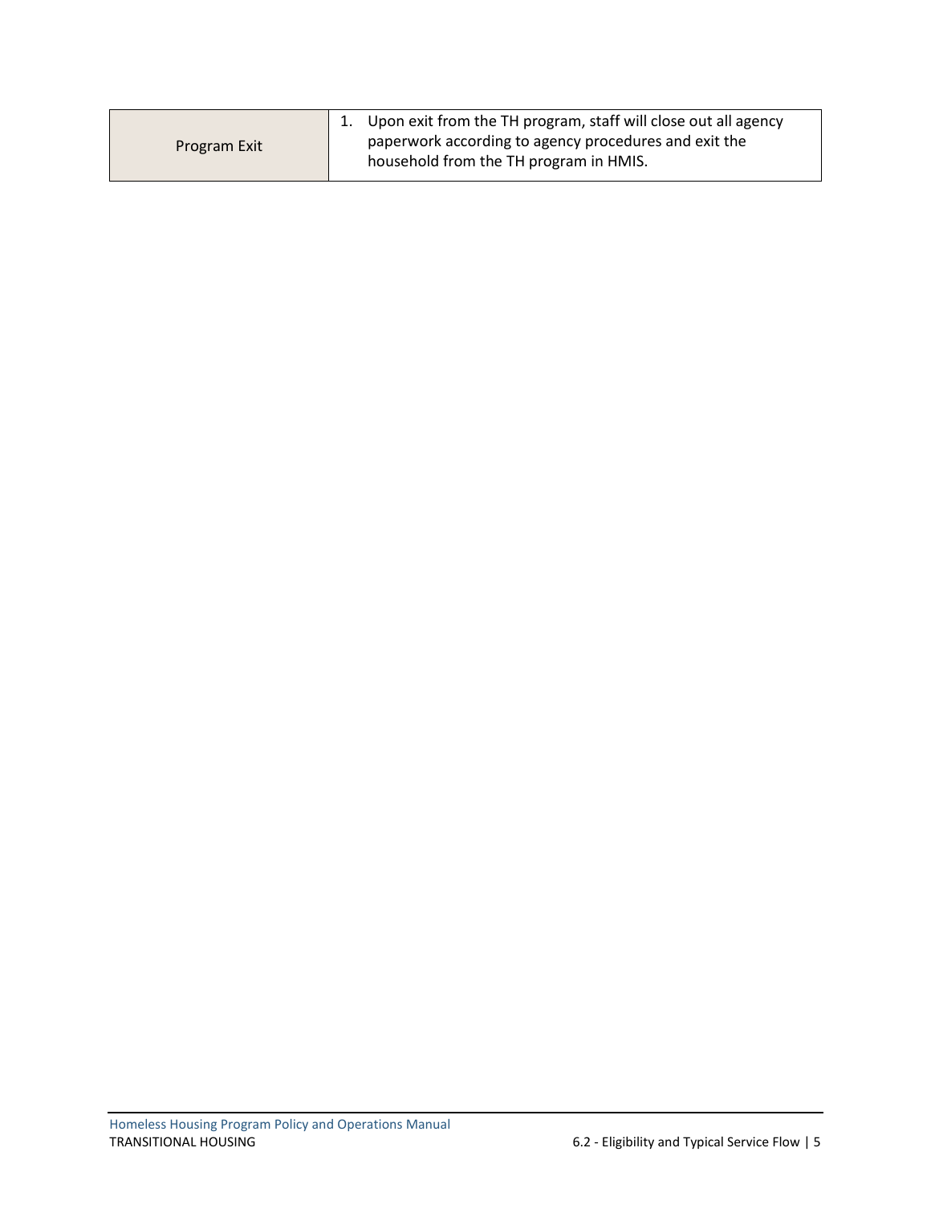| | |
|---|---|
| Program Exit | 1. Upon exit from the TH program, staff will close out all agency paperwork according to agency procedures and exit the household from the TH program in HMIS. |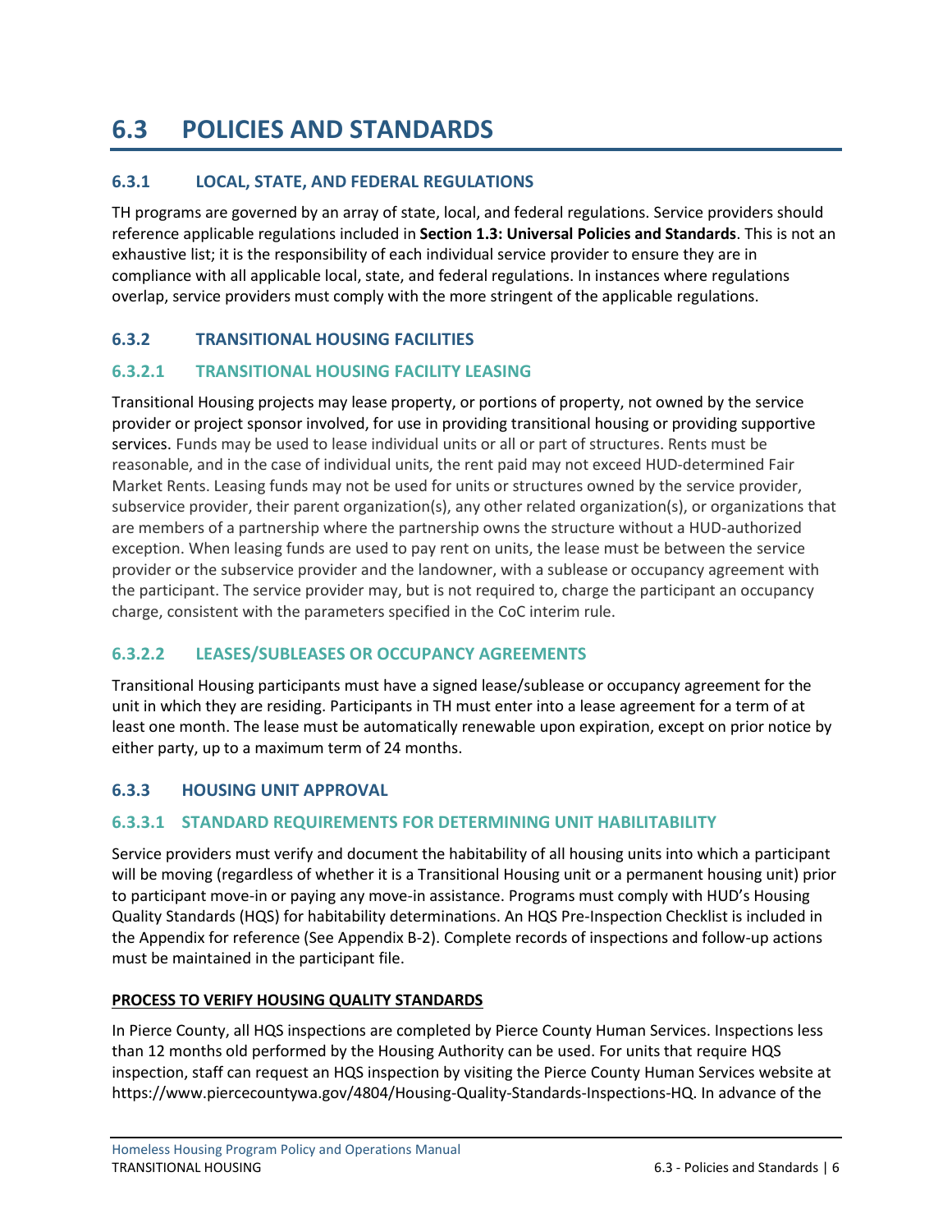# 6.3 POLICIES AND STANDARDS

## 6.3.1 LOCAL, STATE, AND FEDERAL REGULATIONS

TH programs are governed by an array of state, local, and federal regulations. Service providers should reference applicable regulations included in **Section 1.3: Universal Policies and Standards**. This is not an exhaustive list; it is the responsibility of each individual service provider to ensure they are in compliance with all applicable local, state, and federal regulations. In instances where regulations overlap, service providers must comply with the more stringent of the applicable regulations.

## 6.3.2 TRANSITIONAL HOUSING FACILITIES

### 6.3.2.1 TRANSITIONAL HOUSING FACILITY LEASING

Transitional Housing projects may lease property, or portions of property, not owned by the service provider or project sponsor involved, for use in providing transitional housing or providing supportive services. Funds may be used to lease individual units or all or part of structures. Rents must be reasonable, and in the case of individual units, the rent paid may not exceed HUD-determined Fair Market Rents. Leasing funds may not be used for units or structures owned by the service provider, subservice provider, their parent organization(s), any other related organization(s), or organizations that are members of a partnership where the partnership owns the structure without a HUD-authorized exception. When leasing funds are used to pay rent on units, the lease must be between the service provider or the subservice provider and the landowner, with a sublease or occupancy agreement with the participant. The service provider may, but is not required to, charge the participant an occupancy charge, consistent with the parameters specified in the CoC interim rule.

### 6.3.2.2 LEASES/SUBLEASES OR OCCUPANCY AGREEMENTS

Transitional Housing participants must have a signed lease/sublease or occupancy agreement for the unit in which they are residing. Participants in TH must enter into a lease agreement for a term of at least one month. The lease must be automatically renewable upon expiration, except on prior notice by either party, up to a maximum term of 24 months.

## 6.3.3 HOUSING UNIT APPROVAL

### 6.3.3.1 STANDARD REQUIREMENTS FOR DETERMINING UNIT HABILITABILITY

Service providers must verify and document the habitability of all housing units into which a participant will be moving (regardless of whether it is a Transitional Housing unit or a permanent housing unit) prior to participant move-in or paying any move-in assistance. Programs must comply with HUD's Housing Quality Standards (HQS) for habitability determinations. An HQS Pre-Inspection Checklist is included in the Appendix for reference (See Appendix B-2). Complete records of inspections and follow-up actions must be maintained in the participant file.

**PROCESS TO VERIFY HOUSING QUALITY STANDARDS**

In Pierce County, all HQS inspections are completed by Pierce County Human Services. Inspections less than 12 months old performed by the Housing Authority can be used. For units that require HQS inspection, staff can request an HQS inspection by visiting the Pierce County Human Services website at https://www.piercecountywa.gov/4804/Housing-Quality-Standards-Inspections-HQ. In advance of the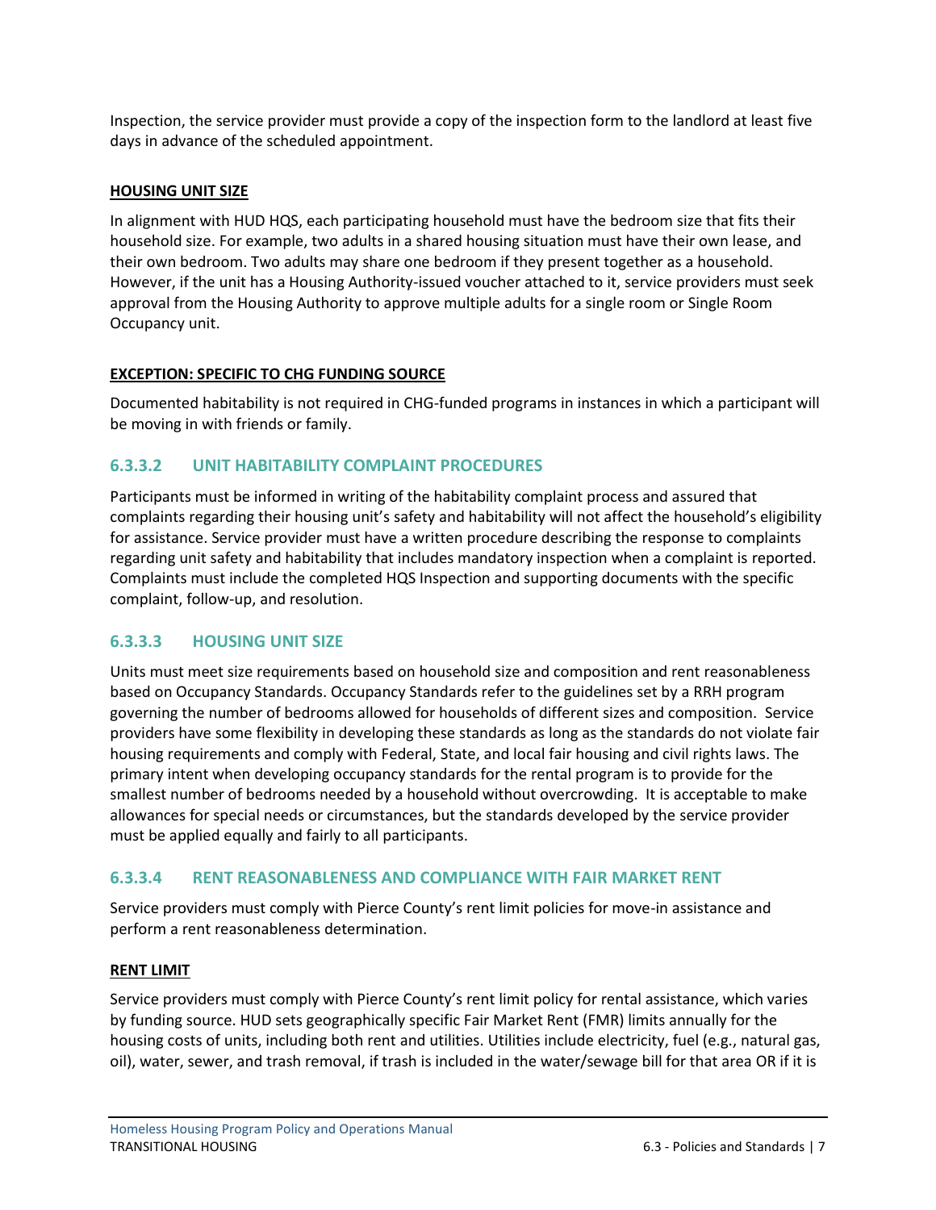Inspection, the service provider must provide a copy of the inspection form to the landlord at least five days in advance of the scheduled appointment.

**HOUSING UNIT SIZE**

In alignment with HUD HQS, each participating household must have the bedroom size that fits their household size. For example, two adults in a shared housing situation must have their own lease, and their own bedroom. Two adults may share one bedroom if they present together as a household. However, if the unit has a Housing Authority-issued voucher attached to it, service providers must seek approval from the Housing Authority to approve multiple adults for a single room or Single Room Occupancy unit.

**EXCEPTION: SPECIFIC TO CHG FUNDING SOURCE**

Documented habitability is not required in CHG-funded programs in instances in which a participant will be moving in with friends or family.

### 6.3.3.2 UNIT HABITABILITY COMPLAINT PROCEDURES

Participants must be informed in writing of the habitability complaint process and assured that complaints regarding their housing unit's safety and habitability will not affect the household's eligibility for assistance. Service provider must have a written procedure describing the response to complaints regarding unit safety and habitability that includes mandatory inspection when a complaint is reported. Complaints must include the completed HQS Inspection and supporting documents with the specific complaint, follow-up, and resolution.

### 6.3.3.3 HOUSING UNIT SIZE

Units must meet size requirements based on household size and composition and rent reasonableness based on Occupancy Standards. Occupancy Standards refer to the guidelines set by a RRH program governing the number of bedrooms allowed for households of different sizes and composition. Service providers have some flexibility in developing these standards as long as the standards do not violate fair housing requirements and comply with Federal, State, and local fair housing and civil rights laws. The primary intent when developing occupancy standards for the rental program is to provide for the smallest number of bedrooms needed by a household without overcrowding. It is acceptable to make allowances for special needs or circumstances, but the standards developed by the service provider must be applied equally and fairly to all participants.

### 6.3.3.4 RENT REASONABLENESS AND COMPLIANCE WITH FAIR MARKET RENT

Service providers must comply with Pierce County's rent limit policies for move-in assistance and perform a rent reasonableness determination.

**RENT LIMIT**

Service providers must comply with Pierce County's rent limit policy for rental assistance, which varies by funding source. HUD sets geographically specific Fair Market Rent (FMR) limits annually for the housing costs of units, including both rent and utilities. Utilities include electricity, fuel (e.g., natural gas, oil), water, sewer, and trash removal, if trash is included in the water/sewage bill for that area OR if it is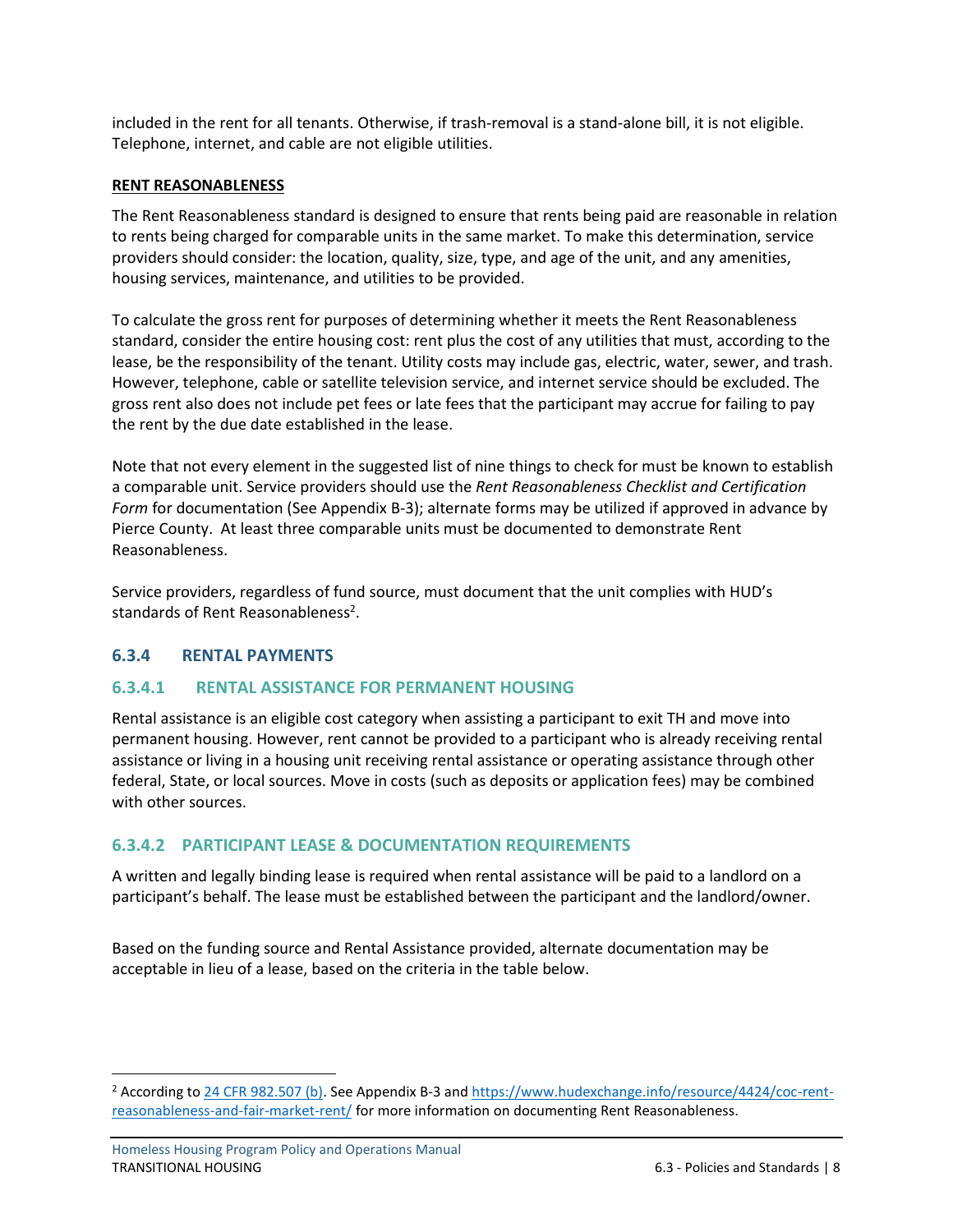included in the rent for all tenants. Otherwise, if trash-removal is a stand-alone bill, it is not eligible. Telephone, internet, and cable are not eligible utilities.

**RENT REASONABLENESS**

The Rent Reasonableness standard is designed to ensure that rents being paid are reasonable in relation to rents being charged for comparable units in the same market. To make this determination, service providers should consider: the location, quality, size, type, and age of the unit, and any amenities, housing services, maintenance, and utilities to be provided.

To calculate the gross rent for purposes of determining whether it meets the Rent Reasonableness standard, consider the entire housing cost: rent plus the cost of any utilities that must, according to the lease, be the responsibility of the tenant. Utility costs may include gas, electric, water, sewer, and trash. However, telephone, cable or satellite television service, and internet service should be excluded. The gross rent also does not include pet fees or late fees that the participant may accrue for failing to pay the rent by the due date established in the lease.

Note that not every element in the suggested list of nine things to check for must be known to establish a comparable unit. Service providers should use the *Rent Reasonableness Checklist and Certification Form* for documentation (See Appendix B-3); alternate forms may be utilized if approved in advance by Pierce County. At least three comparable units must be documented to demonstrate Rent Reasonableness.

Service providers, regardless of fund source, must document that the unit complies with HUD's standards of Rent Reasonableness[2].

### 6.3.4 RENTAL PAYMENTS

#### 6.3.4.1 RENTAL ASSISTANCE FOR PERMANENT HOUSING

Rental assistance is an eligible cost category when assisting a participant to exit TH and move into permanent housing. However, rent cannot be provided to a participant who is already receiving rental assistance or living in a housing unit receiving rental assistance or operating assistance through other federal, State, or local sources. Move in costs (such as deposits or application fees) may be combined with other sources.

#### 6.3.4.2 PARTICIPANT LEASE & DOCUMENTATION REQUIREMENTS

A written and legally binding lease is required when rental assistance will be paid to a landlord on a participant's behalf. The lease must be established between the participant and the landlord/owner.

Based on the funding source and Rental Assistance provided, alternate documentation may be acceptable in lieu of a lease, based on the criteria in the table below.

---

[2] According to 24 CFR 982.507 (b). See Appendix B-3 and https://www.hudexchange.info/resource/4424/coc-rent-reasonableness-and-fair-market-rent/ for more information on documenting Rent Reasonableness.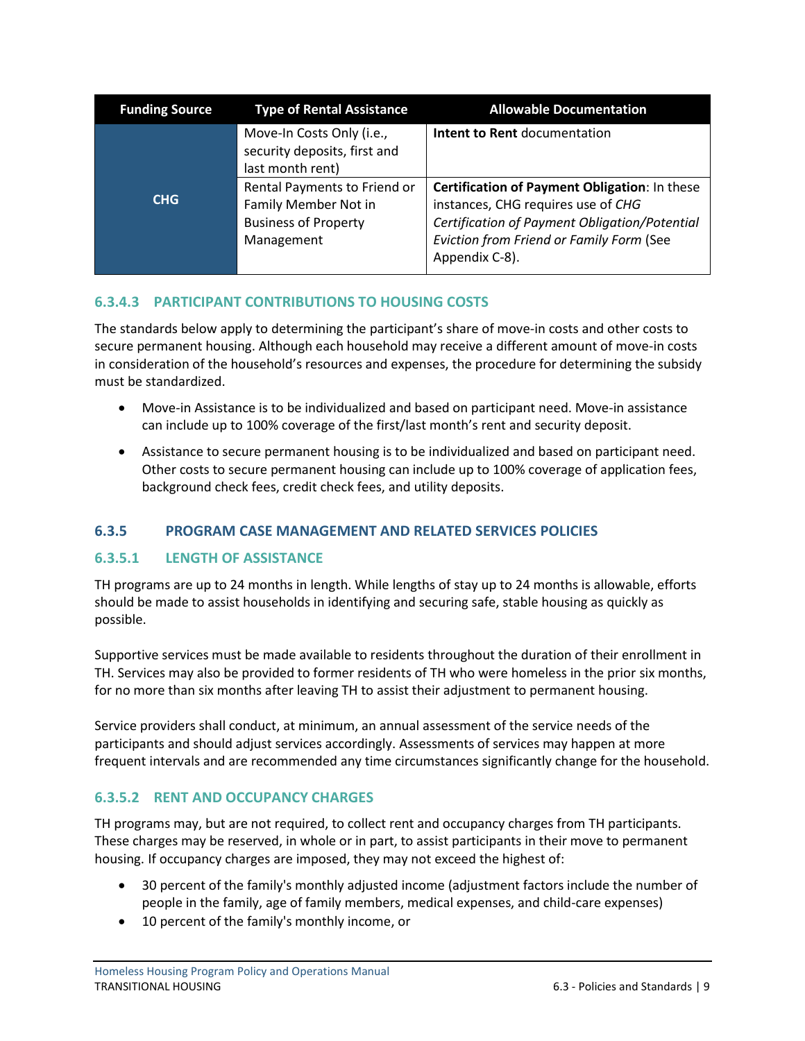| Funding Source | Type of Rental Assistance | Allowable Documentation |
| --- | --- | --- |
| CHG | Move-In Costs Only (i.e., security deposits, first and last month rent) | **Intent to Rent** documentation |
| | Rental Payments to Friend or Family Member Not in Business of Property Management | **Certification of Payment Obligation**: In these instances, CHG requires use of *CHG Certification of Payment Obligation/Potential Eviction from Friend or Family Form* (See Appendix C-8). |

#### 6.3.4.3 PARTICIPANT CONTRIBUTIONS TO HOUSING COSTS

The standards below apply to determining the participant's share of move-in costs and other costs to secure permanent housing. Although each household may receive a different amount of move-in costs in consideration of the household's resources and expenses, the procedure for determining the subsidy must be standardized.

- Move-in Assistance is to be individualized and based on participant need. Move-in assistance can include up to 100% coverage of the first/last month's rent and security deposit.
- Assistance to secure permanent housing is to be individualized and based on participant need. Other costs to secure permanent housing can include up to 100% coverage of application fees, background check fees, credit check fees, and utility deposits.

### 6.3.5 PROGRAM CASE MANAGEMENT AND RELATED SERVICES POLICIES

#### 6.3.5.1 LENGTH OF ASSISTANCE

TH programs are up to 24 months in length. While lengths of stay up to 24 months is allowable, efforts should be made to assist households in identifying and securing safe, stable housing as quickly as possible.

Supportive services must be made available to residents throughout the duration of their enrollment in TH. Services may also be provided to former residents of TH who were homeless in the prior six months, for no more than six months after leaving TH to assist their adjustment to permanent housing.

Service providers shall conduct, at minimum, an annual assessment of the service needs of the participants and should adjust services accordingly. Assessments of services may happen at more frequent intervals and are recommended any time circumstances significantly change for the household.

#### 6.3.5.2 RENT AND OCCUPANCY CHARGES

TH programs may, but are not required, to collect rent and occupancy charges from TH participants. These charges may be reserved, in whole or in part, to assist participants in their move to permanent housing. If occupancy charges are imposed, they may not exceed the highest of:

- 30 percent of the family's monthly adjusted income (adjustment factors include the number of people in the family, age of family members, medical expenses, and child-care expenses)
- 10 percent of the family's monthly income, or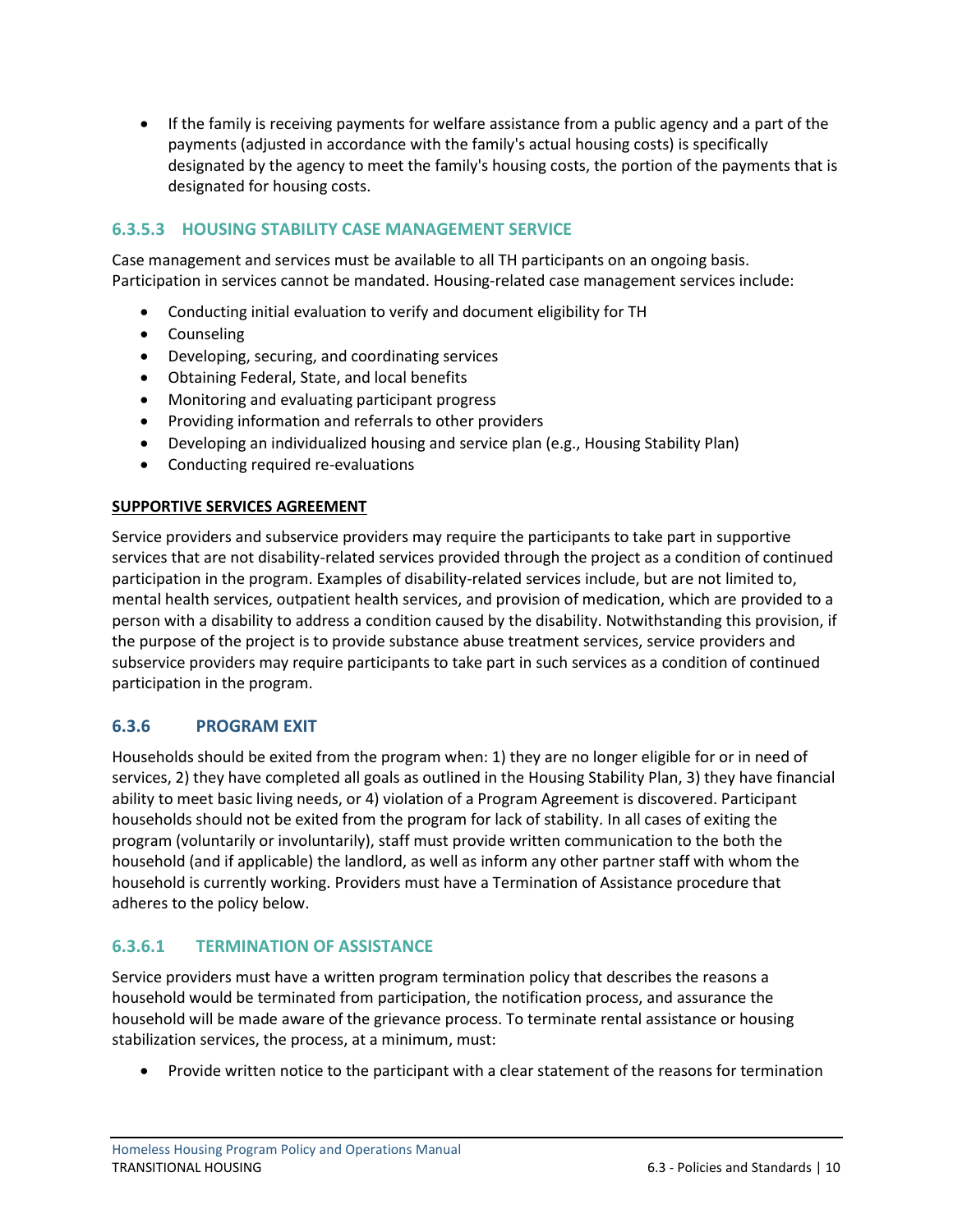- If the family is receiving payments for welfare assistance from a public agency and a part of the payments (adjusted in accordance with the family's actual housing costs) is specifically designated by the agency to meet the family's housing costs, the portion of the payments that is designated for housing costs.

### 6.3.5.3 HOUSING STABILITY CASE MANAGEMENT SERVICE

Case management and services must be available to all TH participants on an ongoing basis. Participation in services cannot be mandated. Housing-related case management services include:

- Conducting initial evaluation to verify and document eligibility for TH
- Counseling
- Developing, securing, and coordinating services
- Obtaining Federal, State, and local benefits
- Monitoring and evaluating participant progress
- Providing information and referrals to other providers
- Developing an individualized housing and service plan (e.g., Housing Stability Plan)
- Conducting required re-evaluations

**SUPPORTIVE SERVICES AGREEMENT**

Service providers and subservice providers may require the participants to take part in supportive services that are not disability-related services provided through the project as a condition of continued participation in the program. Examples of disability-related services include, but are not limited to, mental health services, outpatient health services, and provision of medication, which are provided to a person with a disability to address a condition caused by the disability. Notwithstanding this provision, if the purpose of the project is to provide substance abuse treatment services, service providers and subservice providers may require participants to take part in such services as a condition of continued participation in the program.

## 6.3.6 PROGRAM EXIT

Households should be exited from the program when: 1) they are no longer eligible for or in need of services, 2) they have completed all goals as outlined in the Housing Stability Plan, 3) they have financial ability to meet basic living needs, or 4) violation of a Program Agreement is discovered. Participant households should not be exited from the program for lack of stability. In all cases of exiting the program (voluntarily or involuntarily), staff must provide written communication to the both the household (and if applicable) the landlord, as well as inform any other partner staff with whom the household is currently working. Providers must have a Termination of Assistance procedure that adheres to the policy below.

### 6.3.6.1 TERMINATION OF ASSISTANCE

Service providers must have a written program termination policy that describes the reasons a household would be terminated from participation, the notification process, and assurance the household will be made aware of the grievance process. To terminate rental assistance or housing stabilization services, the process, at a minimum, must:

- Provide written notice to the participant with a clear statement of the reasons for termination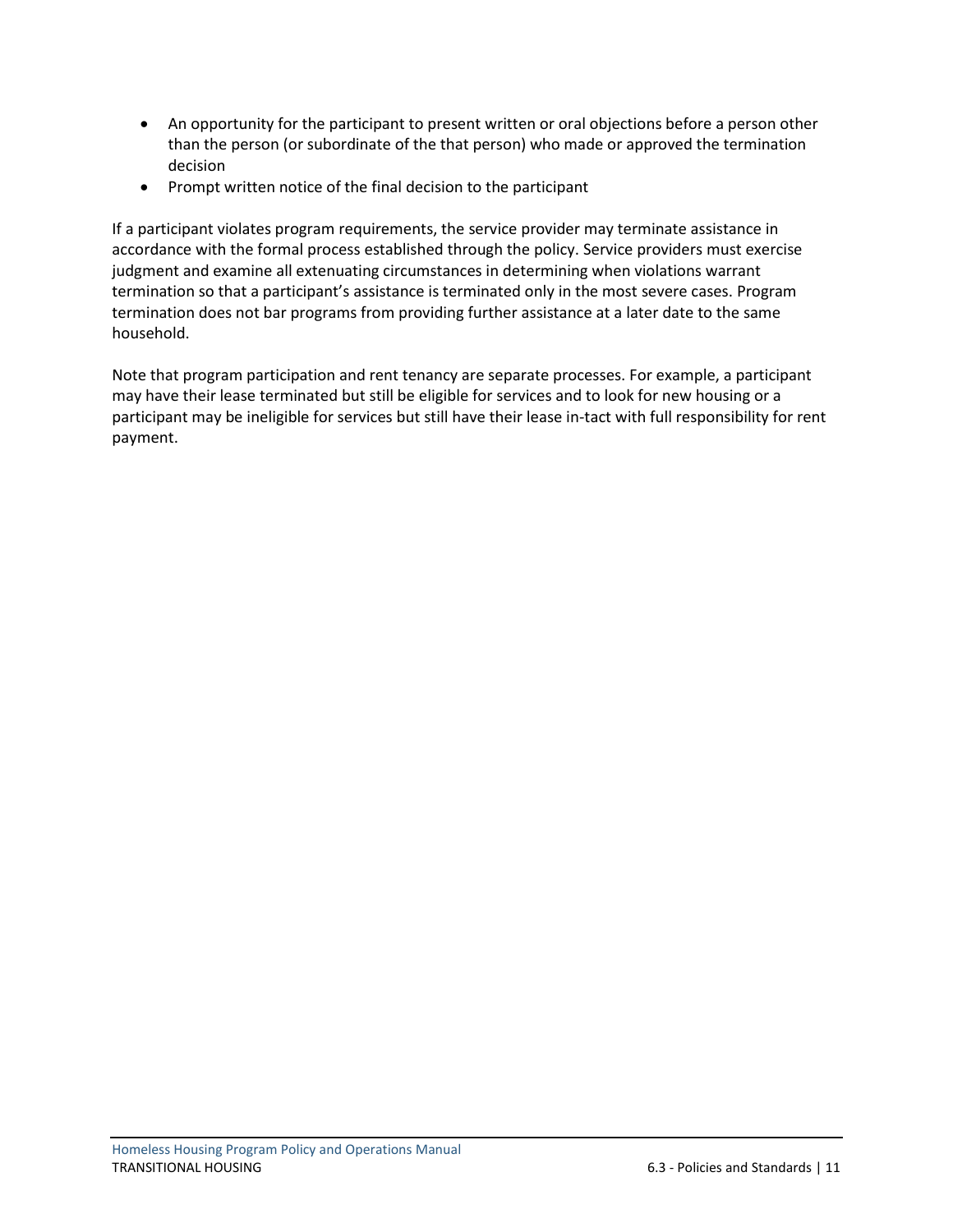- An opportunity for the participant to present written or oral objections before a person other than the person (or subordinate of the that person) who made or approved the termination decision
- Prompt written notice of the final decision to the participant

If a participant violates program requirements, the service provider may terminate assistance in accordance with the formal process established through the policy. Service providers must exercise judgment and examine all extenuating circumstances in determining when violations warrant termination so that a participant's assistance is terminated only in the most severe cases. Program termination does not bar programs from providing further assistance at a later date to the same household.

Note that program participation and rent tenancy are separate processes. For example, a participant may have their lease terminated but still be eligible for services and to look for new housing or a participant may be ineligible for services but still have their lease in-tact with full responsibility for rent payment.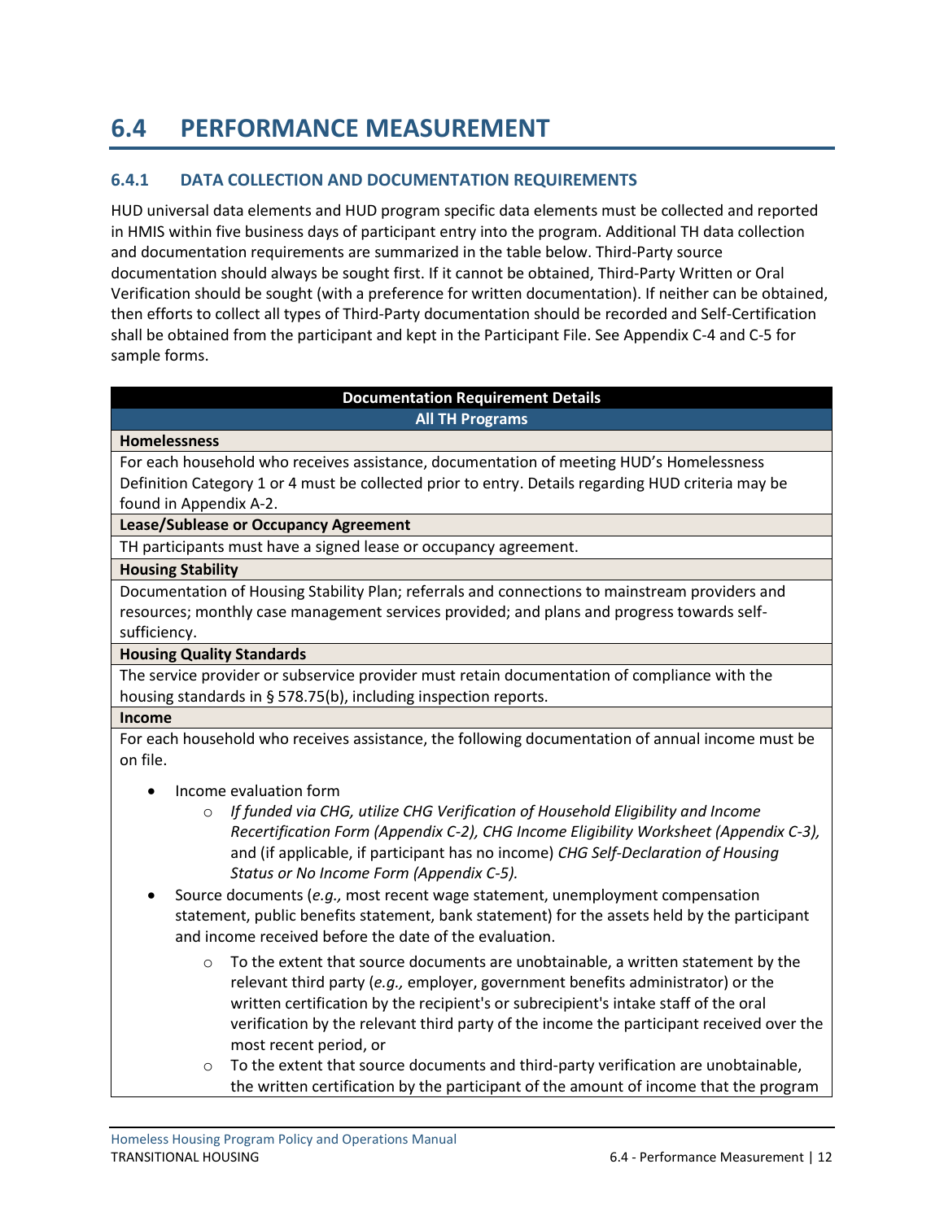## 6.4 PERFORMANCE MEASUREMENT

### 6.4.1 DATA COLLECTION AND DOCUMENTATION REQUIREMENTS

HUD universal data elements and HUD program specific data elements must be collected and reported in HMIS within five business days of participant entry into the program. Additional TH data collection and documentation requirements are summarized in the table below. Third-Party source documentation should always be sought first. If it cannot be obtained, Third-Party Written or Oral Verification should be sought (with a preference for written documentation). If neither can be obtained, then efforts to collect all types of Third-Party documentation should be recorded and Self-Certification shall be obtained from the participant and kept in the Participant File. See Appendix C-4 and C-5 for sample forms.

| Documentation Requirement Details |
|---|
| **All TH Programs** |
| **Homelessness** |
| For each household who receives assistance, documentation of meeting HUD's Homelessness Definition Category 1 or 4 must be collected prior to entry. Details regarding HUD criteria may be found in Appendix A-2. |
| **Lease/Sublease or Occupancy Agreement** |
| TH participants must have a signed lease or occupancy agreement. |
| **Housing Stability** |
| Documentation of Housing Stability Plan; referrals and connections to mainstream providers and resources; monthly case management services provided; and plans and progress towards self-sufficiency. |
| **Housing Quality Standards** |
| The service provider or subservice provider must retain documentation of compliance with the housing standards in § 578.75(b), including inspection reports. |
| **Income** |
| For each household who receives assistance, the following documentation of annual income must be on file.<br>• Income evaluation form<br>&nbsp;&nbsp;&nbsp;&nbsp;○ *If funded via CHG, utilize CHG Verification of Household Eligibility and Income Recertification Form (Appendix C-2), CHG Income Eligibility Worksheet (Appendix C-3),* and (if applicable, if participant has no income) *CHG Self-Declaration of Housing Status or No Income Form (Appendix C-5).*<br>• Source documents (*e.g.,* most recent wage statement, unemployment compensation statement, public benefits statement, bank statement) for the assets held by the participant and income received before the date of the evaluation.<br>&nbsp;&nbsp;&nbsp;&nbsp;○ To the extent that source documents are unobtainable, a written statement by the relevant third party (*e.g.,* employer, government benefits administrator) or the written certification by the recipient's or subrecipient's intake staff of the oral verification by the relevant third party of the income the participant received over the most recent period, or<br>&nbsp;&nbsp;&nbsp;&nbsp;○ To the extent that source documents and third-party verification are unobtainable, the written certification by the participant of the amount of income that the program |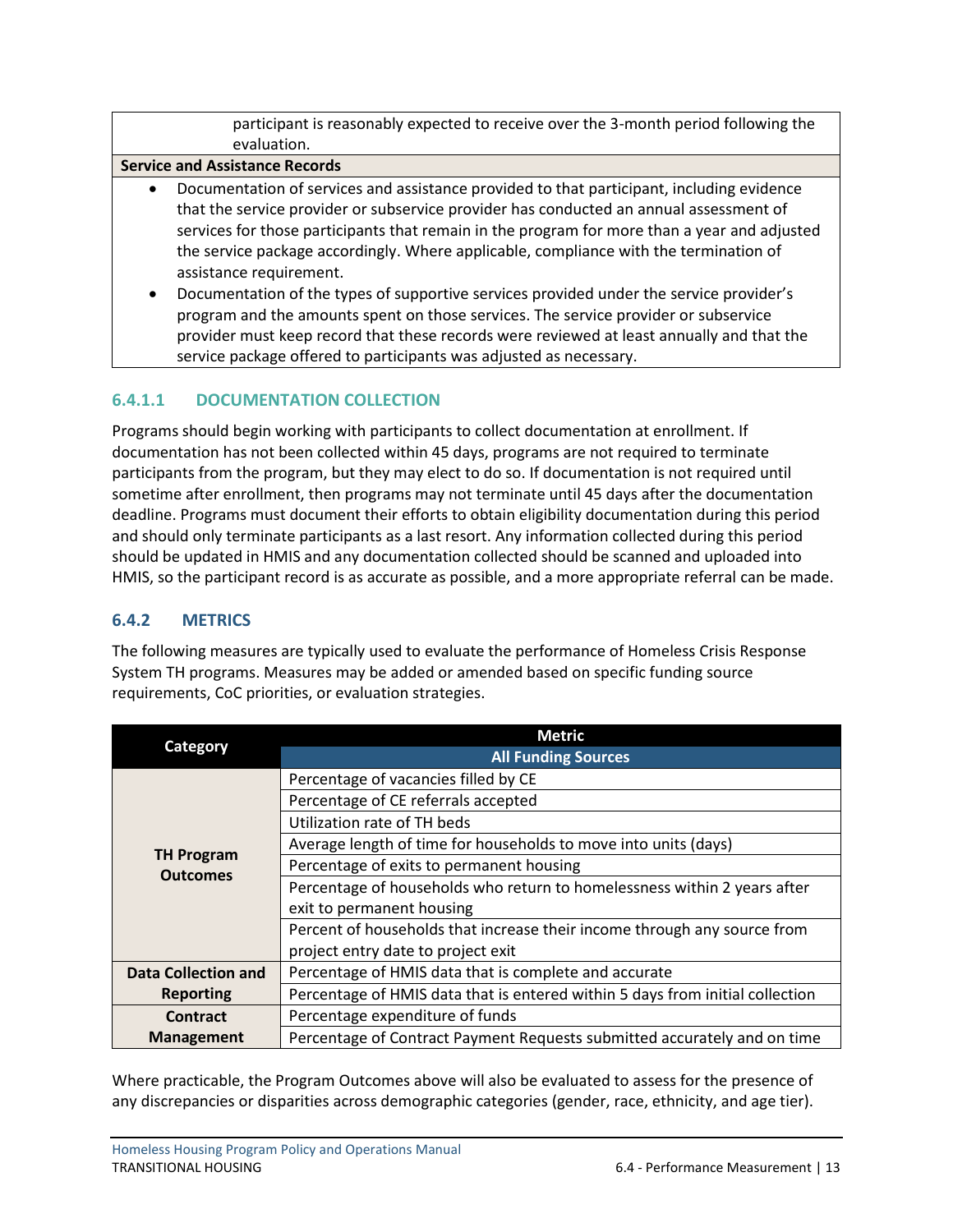| |
|---|
| participant is reasonably expected to receive over the 3-month period following the evaluation. |
| **Service and Assistance Records** |
| • Documentation of services and assistance provided to that participant, including evidence that the service provider or subservice provider has conducted an annual assessment of services for those participants that remain in the program for more than a year and adjusted the service package accordingly. Where applicable, compliance with the termination of assistance requirement.<br>• Documentation of the types of supportive services provided under the service provider's program and the amounts spent on those services. The service provider or subservice provider must keep record that these records were reviewed at least annually and that the service package offered to participants was adjusted as necessary. |

#### 6.4.1.1 DOCUMENTATION COLLECTION

Programs should begin working with participants to collect documentation at enrollment. If documentation has not been collected within 45 days, programs are not required to terminate participants from the program, but they may elect to do so. If documentation is not required until sometime after enrollment, then programs may not terminate until 45 days after the documentation deadline. Programs must document their efforts to obtain eligibility documentation during this period and should only terminate participants as a last resort. Any information collected during this period should be updated in HMIS and any documentation collected should be scanned and uploaded into HMIS, so the participant record is as accurate as possible, and a more appropriate referral can be made.

### 6.4.2 METRICS

The following measures are typically used to evaluate the performance of Homeless Crisis Response System TH programs. Measures may be added or amended based on specific funding source requirements, CoC priorities, or evaluation strategies.

| Category | Metric |
|---|---|
| | **All Funding Sources** |
| **TH Program Outcomes** | Percentage of vacancies filled by CE |
| | Percentage of CE referrals accepted |
| | Utilization rate of TH beds |
| | Average length of time for households to move into units (days) |
| | Percentage of exits to permanent housing |
| | Percentage of households who return to homelessness within 2 years after exit to permanent housing |
| | Percent of households that increase their income through any source from project entry date to project exit |
| **Data Collection and Reporting** | Percentage of HMIS data that is complete and accurate |
| | Percentage of HMIS data that is entered within 5 days from initial collection |
| **Contract Management** | Percentage expenditure of funds |
| | Percentage of Contract Payment Requests submitted accurately and on time |

Where practicable, the Program Outcomes above will also be evaluated to assess for the presence of any discrepancies or disparities across demographic categories (gender, race, ethnicity, and age tier).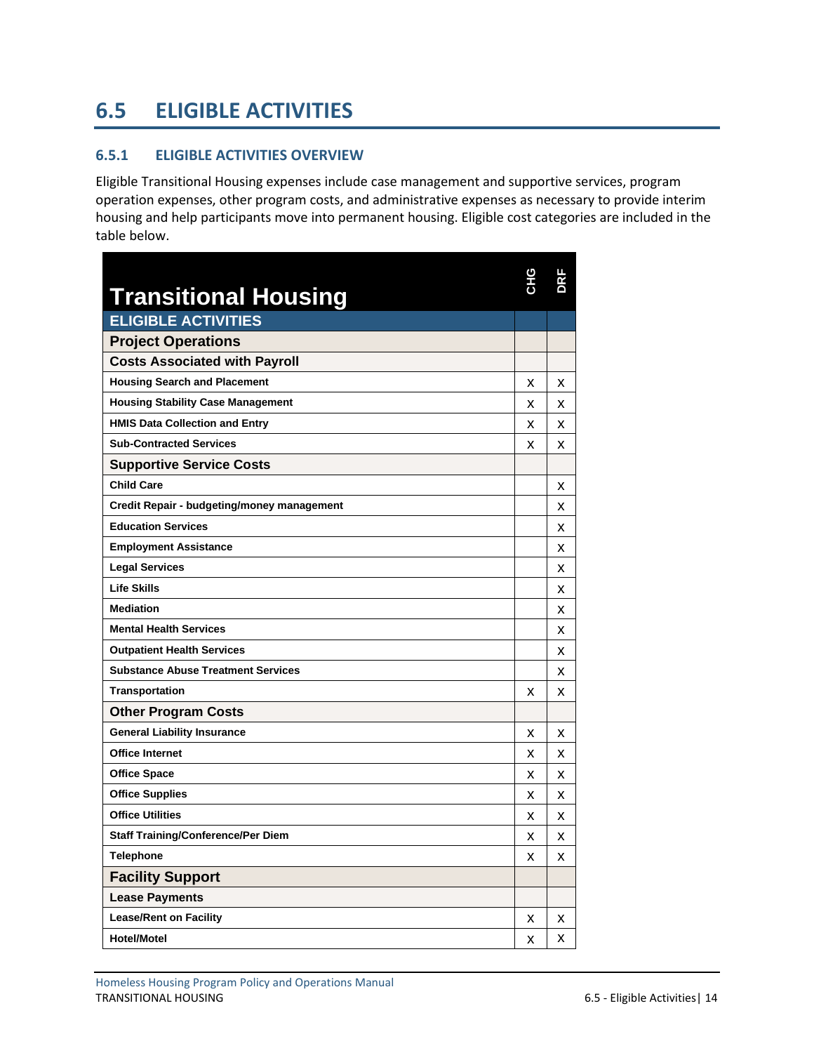## 6.5 ELIGIBLE ACTIVITIES

### 6.5.1 ELIGIBLE ACTIVITIES OVERVIEW

Eligible Transitional Housing expenses include case management and supportive services, program operation expenses, other program costs, and administrative expenses as necessary to provide interim housing and help participants move into permanent housing. Eligible cost categories are included in the table below.

| Transitional Housing | CHG | DRF |
|---|---|---|
| **ELIGIBLE ACTIVITIES** | | |
| **Project Operations** | | |
| **Costs Associated with Payroll** | | |
| Housing Search and Placement | X | X |
| Housing Stability Case Management | X | X |
| HMIS Data Collection and Entry | X | X |
| Sub-Contracted Services | X | X |
| **Supportive Service Costs** | | |
| Child Care | | X |
| Credit Repair - budgeting/money management | | X |
| Education Services | | X |
| Employment Assistance | | X |
| Legal Services | | X |
| Life Skills | | X |
| Mediation | | X |
| Mental Health Services | | X |
| Outpatient Health Services | | X |
| Substance Abuse Treatment Services | | X |
| Transportation | X | X |
| **Other Program Costs** | | |
| General Liability Insurance | X | X |
| Office Internet | X | X |
| Office Space | X | X |
| Office Supplies | X | X |
| Office Utilities | X | X |
| Staff Training/Conference/Per Diem | X | X |
| Telephone | X | X |
| **Facility Support** | | |
| **Lease Payments** | | |
| Lease/Rent on Facility | X | X |
| Hotel/Motel | X | X |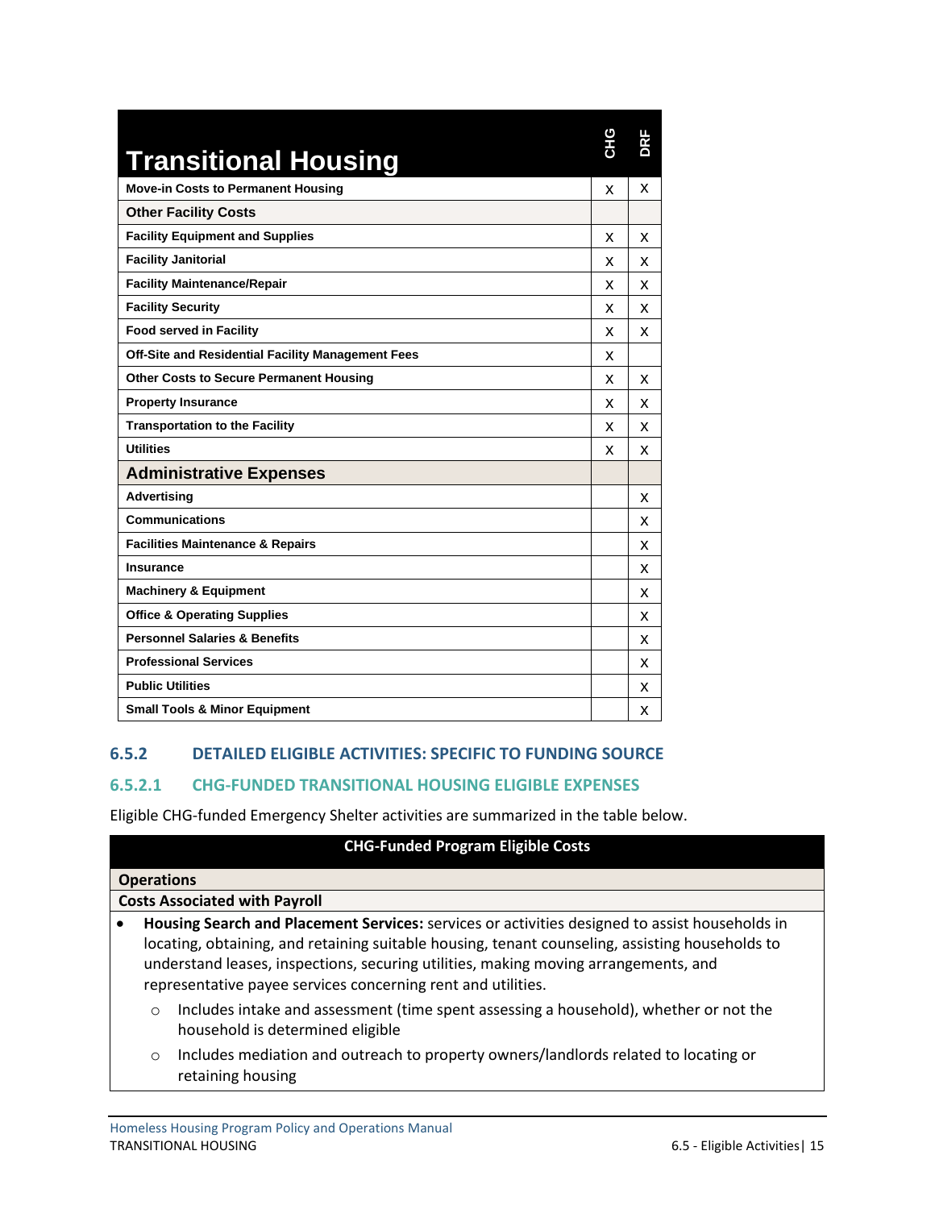| Transitional Housing | CHG | DRF |
|---|---|---|
| Move-in Costs to Permanent Housing | X | X |
| **Other Facility Costs** | | |
| Facility Equipment and Supplies | X | X |
| Facility Janitorial | X | X |
| Facility Maintenance/Repair | X | X |
| Facility Security | X | X |
| Food served in Facility | X | X |
| Off-Site and Residential Facility Management Fees | X | |
| Other Costs to Secure Permanent Housing | X | X |
| Property Insurance | X | X |
| Transportation to the Facility | X | X |
| Utilities | X | X |
| **Administrative Expenses** | | |
| Advertising | | X |
| Communications | | X |
| Facilities Maintenance & Repairs | | X |
| Insurance | | X |
| Machinery & Equipment | | X |
| Office & Operating Supplies | | X |
| Personnel Salaries & Benefits | | X |
| Professional Services | | X |
| Public Utilities | | X |
| Small Tools & Minor Equipment | | X |

### 6.5.2 DETAILED ELIGIBLE ACTIVITIES: SPECIFIC TO FUNDING SOURCE

#### 6.5.2.1 CHG-FUNDED TRANSITIONAL HOUSING ELIGIBLE EXPENSES

Eligible CHG-funded Emergency Shelter activities are summarized in the table below.

**CHG-Funded Program Eligible Costs**

**Operations**

**Costs Associated with Payroll**

- **Housing Search and Placement Services:** services or activities designed to assist households in locating, obtaining, and retaining suitable housing, tenant counseling, assisting households to understand leases, inspections, securing utilities, making moving arrangements, and representative payee services concerning rent and utilities.
  - Includes intake and assessment (time spent assessing a household), whether or not the household is determined eligible
  - Includes mediation and outreach to property owners/landlords related to locating or retaining housing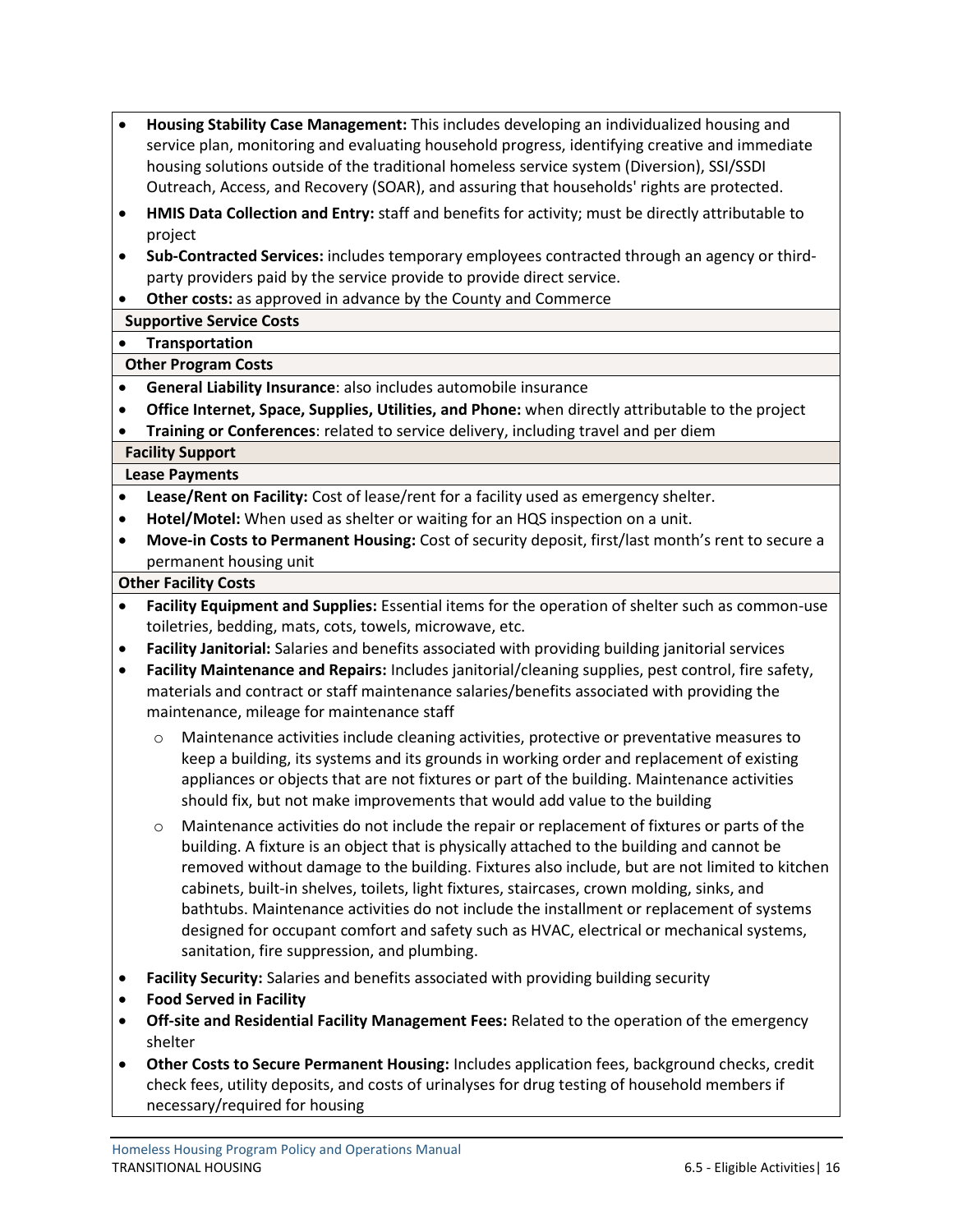- **Housing Stability Case Management:** This includes developing an individualized housing and service plan, monitoring and evaluating household progress, identifying creative and immediate housing solutions outside of the traditional homeless service system (Diversion), SSI/SSDI Outreach, Access, and Recovery (SOAR), and assuring that households' rights are protected.
- **HMIS Data Collection and Entry:** staff and benefits for activity; must be directly attributable to project
- **Sub-Contracted Services:** includes temporary employees contracted through an agency or third-party providers paid by the service provide to provide direct service.
- **Other costs:** as approved in advance by the County and Commerce

**Supportive Service Costs**

- **Transportation**

**Other Program Costs**

- **General Liability Insurance**: also includes automobile insurance
- **Office Internet, Space, Supplies, Utilities, and Phone:** when directly attributable to the project
- **Training or Conferences**: related to service delivery, including travel and per diem

**Facility Support**

**Lease Payments**

- **Lease/Rent on Facility:** Cost of lease/rent for a facility used as emergency shelter.
- **Hotel/Motel:** When used as shelter or waiting for an HQS inspection on a unit.
- **Move-in Costs to Permanent Housing:** Cost of security deposit, first/last month's rent to secure a permanent housing unit

**Other Facility Costs**

- **Facility Equipment and Supplies:** Essential items for the operation of shelter such as common-use toiletries, bedding, mats, cots, towels, microwave, etc.
- **Facility Janitorial:** Salaries and benefits associated with providing building janitorial services
- **Facility Maintenance and Repairs:** Includes janitorial/cleaning supplies, pest control, fire safety, materials and contract or staff maintenance salaries/benefits associated with providing the maintenance, mileage for maintenance staff
  - Maintenance activities include cleaning activities, protective or preventative measures to keep a building, its systems and its grounds in working order and replacement of existing appliances or objects that are not fixtures or part of the building. Maintenance activities should fix, but not make improvements that would add value to the building
  - Maintenance activities do not include the repair or replacement of fixtures or parts of the building. A fixture is an object that is physically attached to the building and cannot be removed without damage to the building. Fixtures also include, but are not limited to kitchen cabinets, built-in shelves, toilets, light fixtures, staircases, crown molding, sinks, and bathtubs. Maintenance activities do not include the installment or replacement of systems designed for occupant comfort and safety such as HVAC, electrical or mechanical systems, sanitation, fire suppression, and plumbing.
- **Facility Security:** Salaries and benefits associated with providing building security
- **Food Served in Facility**
- **Off-site and Residential Facility Management Fees:** Related to the operation of the emergency shelter
- **Other Costs to Secure Permanent Housing:** Includes application fees, background checks, credit check fees, utility deposits, and costs of urinalyses for drug testing of household members if necessary/required for housing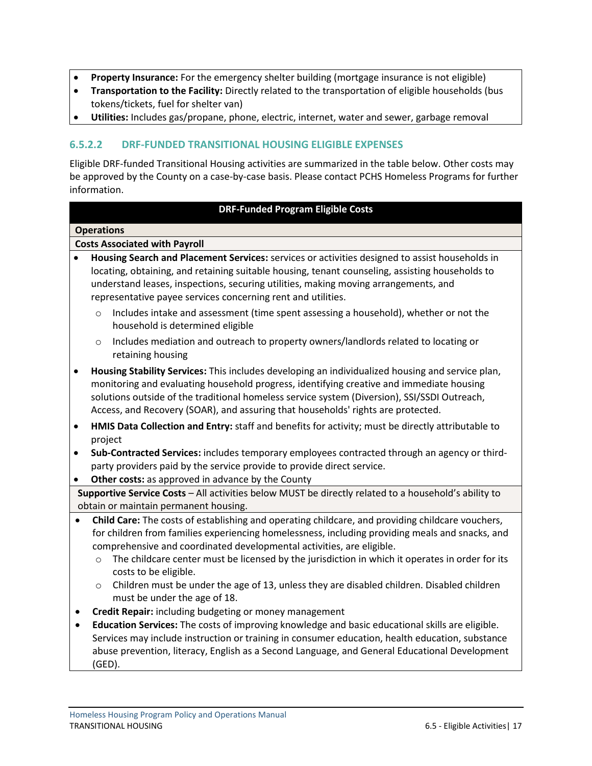- **Property Insurance:** For the emergency shelter building (mortgage insurance is not eligible)
- **Transportation to the Facility:** Directly related to the transportation of eligible households (bus tokens/tickets, fuel for shelter van)
- **Utilities:** Includes gas/propane, phone, electric, internet, water and sewer, garbage removal

#### 6.5.2.2 DRF-FUNDED TRANSITIONAL HOUSING ELIGIBLE EXPENSES

Eligible DRF-funded Transitional Housing activities are summarized in the table below. Other costs may be approved by the County on a case-by-case basis. Please contact PCHS Homeless Programs for further information.

**DRF-Funded Program Eligible Costs**

**Operations**

**Costs Associated with Payroll**

- **Housing Search and Placement Services:** services or activities designed to assist households in locating, obtaining, and retaining suitable housing, tenant counseling, assisting households to understand leases, inspections, securing utilities, making moving arrangements, and representative payee services concerning rent and utilities.
  - Includes intake and assessment (time spent assessing a household), whether or not the household is determined eligible
  - Includes mediation and outreach to property owners/landlords related to locating or retaining housing
- **Housing Stability Services:** This includes developing an individualized housing and service plan, monitoring and evaluating household progress, identifying creative and immediate housing solutions outside of the traditional homeless service system (Diversion), SSI/SSDI Outreach, Access, and Recovery (SOAR), and assuring that households' rights are protected.
- **HMIS Data Collection and Entry:** staff and benefits for activity; must be directly attributable to project
- **Sub-Contracted Services:** includes temporary employees contracted through an agency or third-party providers paid by the service provide to provide direct service.
- **Other costs:** as approved in advance by the County

**Supportive Service Costs** – All activities below MUST be directly related to a household's ability to obtain or maintain permanent housing.

- **Child Care:** The costs of establishing and operating childcare, and providing childcare vouchers, for children from families experiencing homelessness, including providing meals and snacks, and comprehensive and coordinated developmental activities, are eligible.
  - The childcare center must be licensed by the jurisdiction in which it operates in order for its costs to be eligible.
  - Children must be under the age of 13, unless they are disabled children. Disabled children must be under the age of 18.
- **Credit Repair:** including budgeting or money management
- **Education Services:** The costs of improving knowledge and basic educational skills are eligible. Services may include instruction or training in consumer education, health education, substance abuse prevention, literacy, English as a Second Language, and General Educational Development (GED).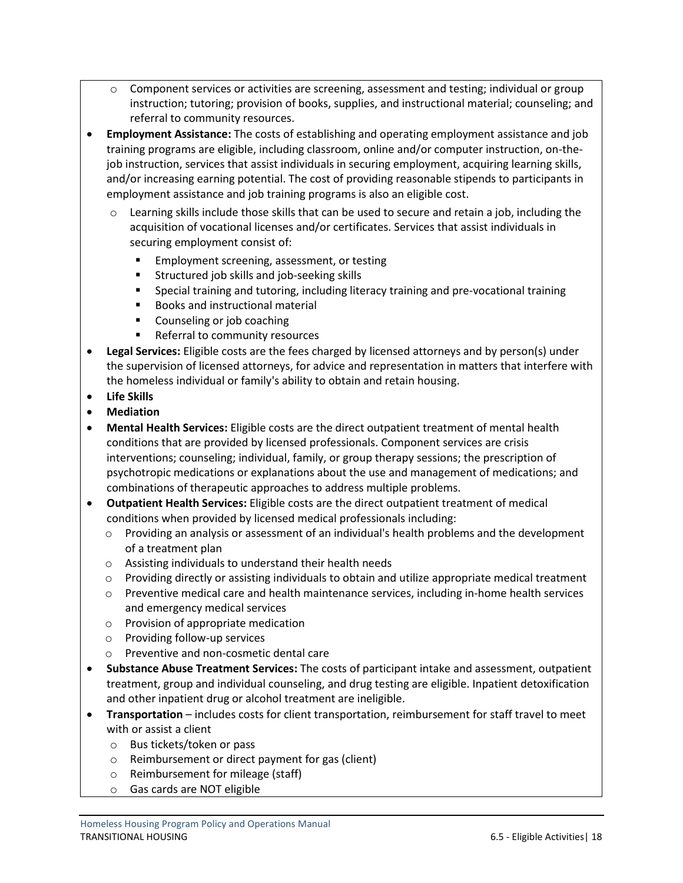- Component services or activities are screening, assessment and testing; individual or group instruction; tutoring; provision of books, supplies, and instructional material; counseling; and referral to community resources.
- **Employment Assistance:** The costs of establishing and operating employment assistance and job training programs are eligible, including classroom, online and/or computer instruction, on-the-job instruction, services that assist individuals in securing employment, acquiring learning skills, and/or increasing earning potential. The cost of providing reasonable stipends to participants in employment assistance and job training programs is also an eligible cost.
    - Learning skills include those skills that can be used to secure and retain a job, including the acquisition of vocational licenses and/or certificates. Services that assist individuals in securing employment consist of:
        - Employment screening, assessment, or testing
        - Structured job skills and job-seeking skills
        - Special training and tutoring, including literacy training and pre-vocational training
        - Books and instructional material
        - Counseling or job coaching
        - Referral to community resources
- **Legal Services:** Eligible costs are the fees charged by licensed attorneys and by person(s) under the supervision of licensed attorneys, for advice and representation in matters that interfere with the homeless individual or family's ability to obtain and retain housing.
- **Life Skills**
- **Mediation**
- **Mental Health Services:** Eligible costs are the direct outpatient treatment of mental health conditions that are provided by licensed professionals. Component services are crisis interventions; counseling; individual, family, or group therapy sessions; the prescription of psychotropic medications or explanations about the use and management of medications; and combinations of therapeutic approaches to address multiple problems.
- **Outpatient Health Services:** Eligible costs are the direct outpatient treatment of medical conditions when provided by licensed medical professionals including:
    - Providing an analysis or assessment of an individual's health problems and the development of a treatment plan
    - Assisting individuals to understand their health needs
    - Providing directly or assisting individuals to obtain and utilize appropriate medical treatment
    - Preventive medical care and health maintenance services, including in-home health services and emergency medical services
    - Provision of appropriate medication
    - Providing follow-up services
    - Preventive and non-cosmetic dental care
- **Substance Abuse Treatment Services:** The costs of participant intake and assessment, outpatient treatment, group and individual counseling, and drug testing are eligible. Inpatient detoxification and other inpatient drug or alcohol treatment are ineligible.
- **Transportation** – includes costs for client transportation, reimbursement for staff travel to meet with or assist a client
    - Bus tickets/token or pass
    - Reimbursement or direct payment for gas (client)
    - Reimbursement for mileage (staff)
    - Gas cards are NOT eligible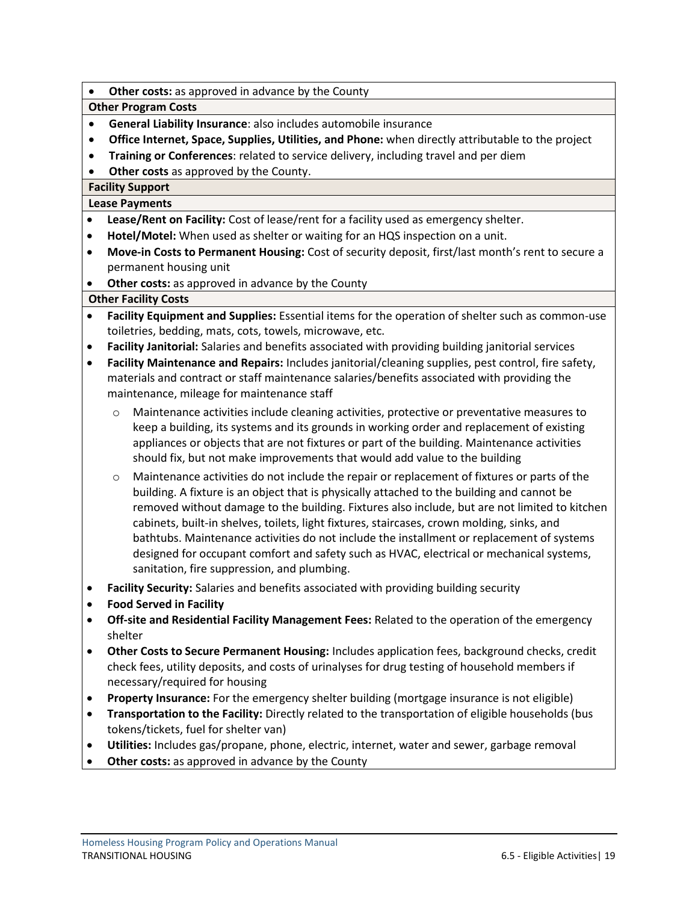- **Other costs:** as approved in advance by the County

**Other Program Costs**

- **General Liability Insurance**: also includes automobile insurance
- **Office Internet, Space, Supplies, Utilities, and Phone:** when directly attributable to the project
- **Training or Conferences**: related to service delivery, including travel and per diem
- **Other costs** as approved by the County.

**Facility Support**

**Lease Payments**

- **Lease/Rent on Facility:** Cost of lease/rent for a facility used as emergency shelter.
- **Hotel/Motel:** When used as shelter or waiting for an HQS inspection on a unit.
- **Move-in Costs to Permanent Housing:** Cost of security deposit, first/last month's rent to secure a permanent housing unit
- **Other costs:** as approved in advance by the County

**Other Facility Costs**

- **Facility Equipment and Supplies:** Essential items for the operation of shelter such as common-use toiletries, bedding, mats, cots, towels, microwave, etc.
- **Facility Janitorial:** Salaries and benefits associated with providing building janitorial services
- **Facility Maintenance and Repairs:** Includes janitorial/cleaning supplies, pest control, fire safety, materials and contract or staff maintenance salaries/benefits associated with providing the maintenance, mileage for maintenance staff
  - Maintenance activities include cleaning activities, protective or preventative measures to keep a building, its systems and its grounds in working order and replacement of existing appliances or objects that are not fixtures or part of the building. Maintenance activities should fix, but not make improvements that would add value to the building
  - Maintenance activities do not include the repair or replacement of fixtures or parts of the building. A fixture is an object that is physically attached to the building and cannot be removed without damage to the building. Fixtures also include, but are not limited to kitchen cabinets, built-in shelves, toilets, light fixtures, staircases, crown molding, sinks, and bathtubs. Maintenance activities do not include the installment or replacement of systems designed for occupant comfort and safety such as HVAC, electrical or mechanical systems, sanitation, fire suppression, and plumbing.
- **Facility Security:** Salaries and benefits associated with providing building security
- **Food Served in Facility**
- **Off-site and Residential Facility Management Fees:** Related to the operation of the emergency shelter
- **Other Costs to Secure Permanent Housing:** Includes application fees, background checks, credit check fees, utility deposits, and costs of urinalyses for drug testing of household members if necessary/required for housing
- **Property Insurance:** For the emergency shelter building (mortgage insurance is not eligible)
- **Transportation to the Facility:** Directly related to the transportation of eligible households (bus tokens/tickets, fuel for shelter van)
- **Utilities:** Includes gas/propane, phone, electric, internet, water and sewer, garbage removal
- **Other costs:** as approved in advance by the County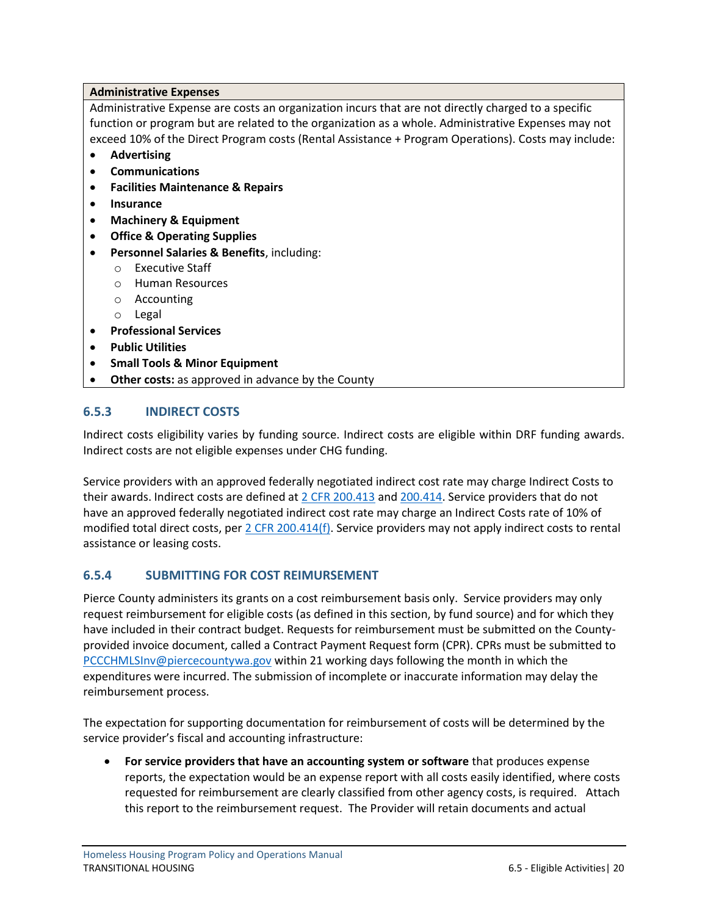| Administrative Expenses |
| --- |
| Administrative Expense are costs an organization incurs that are not directly charged to a specific function or program but are related to the organization as a whole. Administrative Expenses may not exceed 10% of the Direct Program costs (Rental Assistance + Program Operations). Costs may include:<br>• **Advertising**<br>• **Communications**<br>• **Facilities Maintenance & Repairs**<br>• **Insurance**<br>• **Machinery & Equipment**<br>• **Office & Operating Supplies**<br>• **Personnel Salaries & Benefits**, including:<br>&nbsp;&nbsp;&nbsp;&nbsp;o Executive Staff<br>&nbsp;&nbsp;&nbsp;&nbsp;o Human Resources<br>&nbsp;&nbsp;&nbsp;&nbsp;o Accounting<br>&nbsp;&nbsp;&nbsp;&nbsp;o Legal<br>• **Professional Services**<br>• **Public Utilities**<br>• **Small Tools & Minor Equipment**<br>• **Other costs:** as approved in advance by the County |

### 6.5.3 INDIRECT COSTS

Indirect costs eligibility varies by funding source. Indirect costs are eligible within DRF funding awards. Indirect costs are not eligible expenses under CHG funding.

Service providers with an approved federally negotiated indirect cost rate may charge Indirect Costs to their awards. Indirect costs are defined at 2 CFR 200.413 and 200.414. Service providers that do not have an approved federally negotiated indirect cost rate may charge an Indirect Costs rate of 10% of modified total direct costs, per 2 CFR 200.414(f). Service providers may not apply indirect costs to rental assistance or leasing costs.

### 6.5.4 SUBMITTING FOR COST REIMBURSEMENT

Pierce County administers its grants on a cost reimbursement basis only. Service providers may only request reimbursement for eligible costs (as defined in this section, by fund source) and for which they have included in their contract budget. Requests for reimbursement must be submitted on the County-provided invoice document, called a Contract Payment Request form (CPR). CPRs must be submitted to PCCCHMLSInv@piercecountywa.gov within 21 working days following the month in which the expenditures were incurred. The submission of incomplete or inaccurate information may delay the reimbursement process.

The expectation for supporting documentation for reimbursement of costs will be determined by the service provider's fiscal and accounting infrastructure:

- **For service providers that have an accounting system or software** that produces expense reports, the expectation would be an expense report with all costs easily identified, where costs requested for reimbursement are clearly classified from other agency costs, is required. Attach this report to the reimbursement request. The Provider will retain documents and actual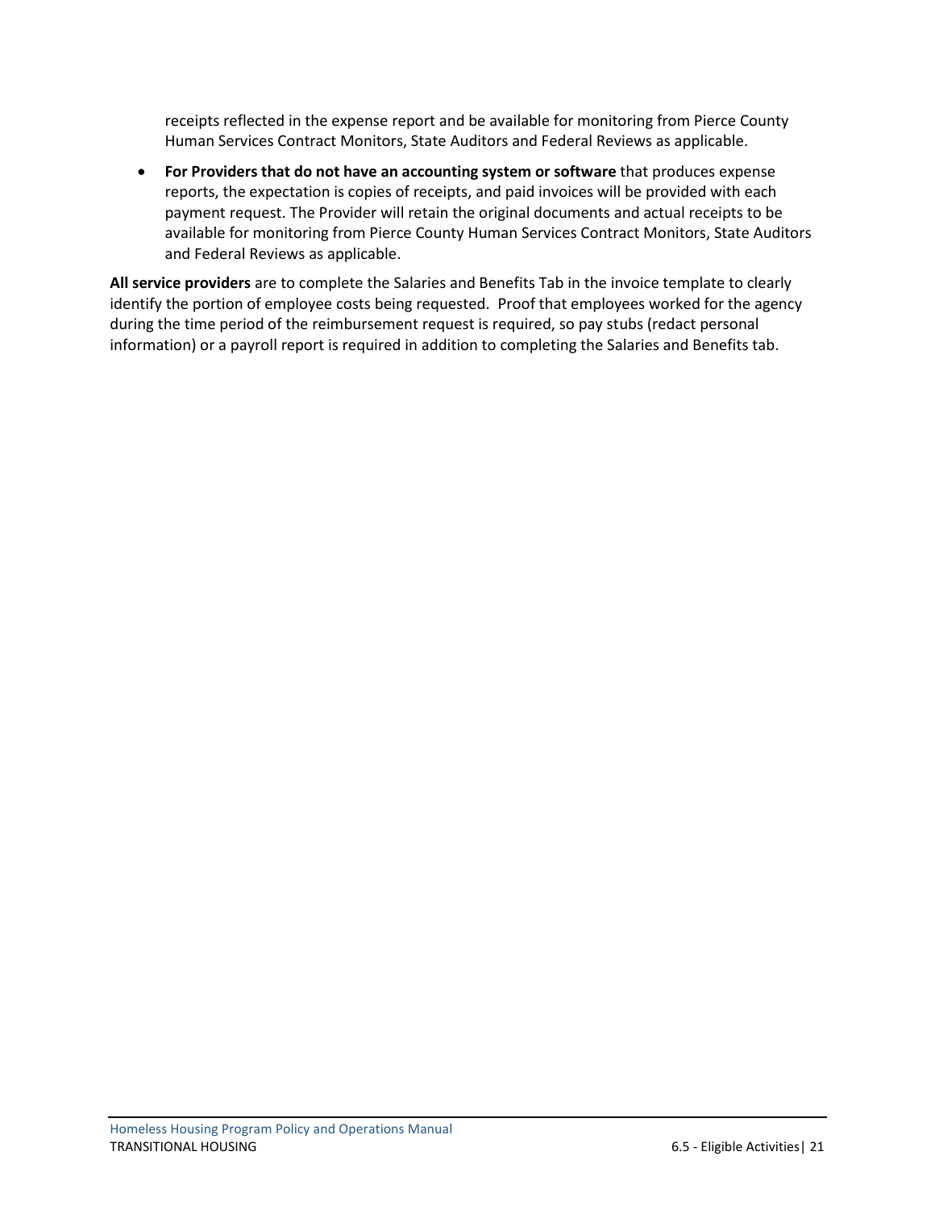receipts reflected in the expense report and be available for monitoring from Pierce County Human Services Contract Monitors, State Auditors and Federal Reviews as applicable.

- **For Providers that do not have an accounting system or software** that produces expense reports, the expectation is copies of receipts, and paid invoices will be provided with each payment request. The Provider will retain the original documents and actual receipts to be available for monitoring from Pierce County Human Services Contract Monitors, State Auditors and Federal Reviews as applicable.

**All service providers** are to complete the Salaries and Benefits Tab in the invoice template to clearly identify the portion of employee costs being requested. Proof that employees worked for the agency during the time period of the reimbursement request is required, so pay stubs (redact personal information) or a payroll report is required in addition to completing the Salaries and Benefits tab.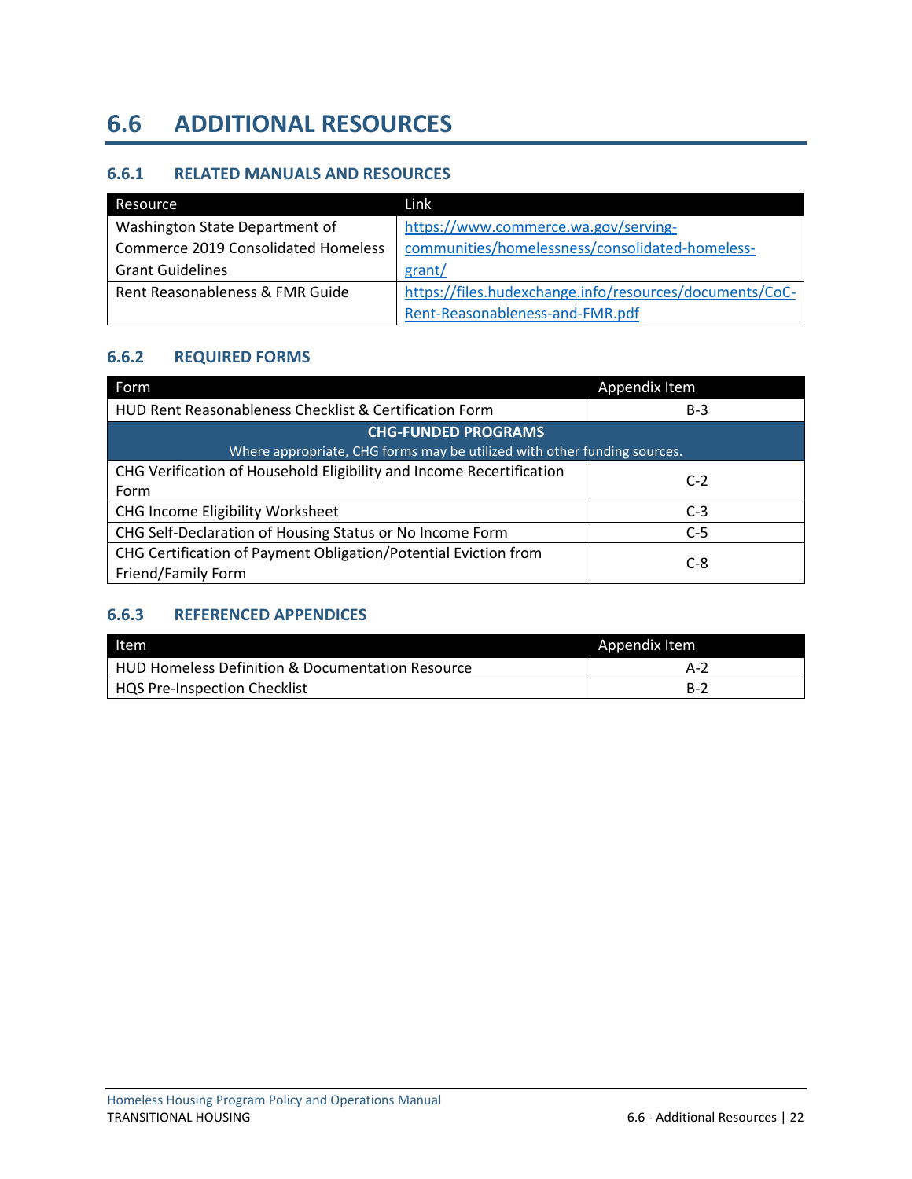# 6.6 ADDITIONAL RESOURCES

## 6.6.1 RELATED MANUALS AND RESOURCES

| Resource | Link |
|---|---|
| Washington State Department of Commerce 2019 Consolidated Homeless Grant Guidelines | https://www.commerce.wa.gov/serving-communities/homelessness/consolidated-homeless-grant/ |
| Rent Reasonableness & FMR Guide | https://files.hudexchange.info/resources/documents/CoC-Rent-Reasonableness-and-FMR.pdf |

## 6.6.2 REQUIRED FORMS

| Form | Appendix Item |
|---|---|
| HUD Rent Reasonableness Checklist & Certification Form | B-3 |
| **CHG-FUNDED PROGRAMS** Where appropriate, CHG forms may be utilized with other funding sources. | |
| CHG Verification of Household Eligibility and Income Recertification Form | C-2 |
| CHG Income Eligibility Worksheet | C-3 |
| CHG Self-Declaration of Housing Status or No Income Form | C-5 |
| CHG Certification of Payment Obligation/Potential Eviction from Friend/Family Form | C-8 |

## 6.6.3 REFERENCED APPENDICES

| Item | Appendix Item |
|---|---|
| HUD Homeless Definition & Documentation Resource | A-2 |
| HQS Pre-Inspection Checklist | B-2 |